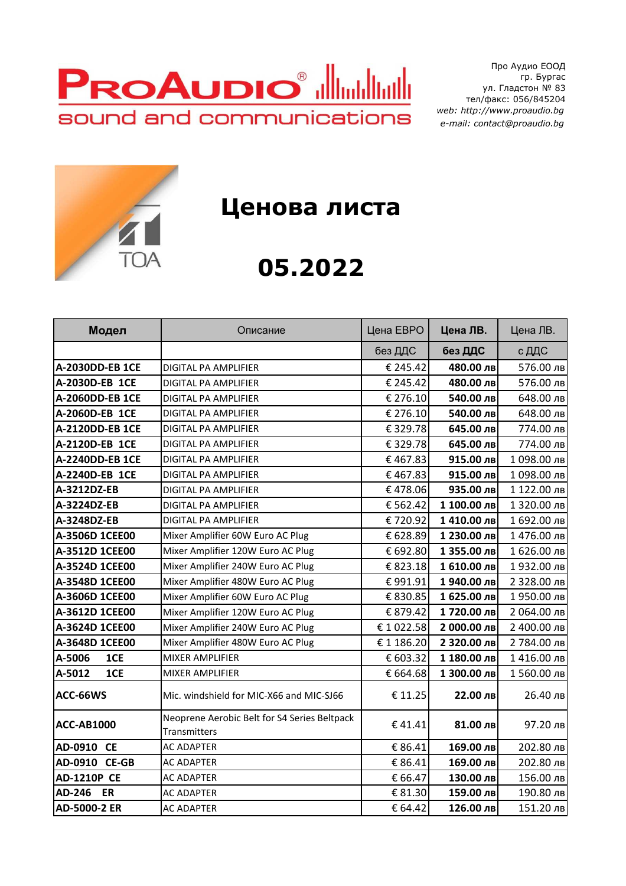Про Аудио ЕООД
гр. Бургас
ул. Гладстон № 83
тел/факс: 056/845204
*web: http://www.proaudio.bg*
*e-mail: contact@proaudio.bg*

# Ценова листа

# 05.2022

| **Модел** | Описание | Цена ЕВРО | **Цена ЛВ.** | Цена ЛВ. |
|---|---|---|---|---|
| | | без ДДС | **без ДДС** | с ДДС |
| **A-2030DD-EB 1CE** | DIGITAL PA AMPLIFIER | € 245.42 | **480.00 лв** | 576.00 лв |
| **A-2030D-EB 1CE** | DIGITAL PA AMPLIFIER | € 245.42 | **480.00 лв** | 576.00 лв |
| **A-2060DD-EB 1CE** | DIGITAL PA AMPLIFIER | € 276.10 | **540.00 лв** | 648.00 лв |
| **A-2060D-EB 1CE** | DIGITAL PA AMPLIFIER | € 276.10 | **540.00 лв** | 648.00 лв |
| **A-2120DD-EB 1CE** | DIGITAL PA AMPLIFIER | € 329.78 | **645.00 лв** | 774.00 лв |
| **A-2120D-EB 1CE** | DIGITAL PA AMPLIFIER | € 329.78 | **645.00 лв** | 774.00 лв |
| **A-2240DD-EB 1CE** | DIGITAL PA AMPLIFIER | € 467.83 | **915.00 лв** | 1 098.00 лв |
| **A-2240D-EB 1CE** | DIGITAL PA AMPLIFIER | € 467.83 | **915.00 лв** | 1 098.00 лв |
| **A-3212DZ-EB** | DIGITAL PA AMPLIFIER | € 478.06 | **935.00 лв** | 1 122.00 лв |
| **A-3224DZ-EB** | DIGITAL PA AMPLIFIER | € 562.42 | **1 100.00 лв** | 1 320.00 лв |
| **A-3248DZ-EB** | DIGITAL PA AMPLIFIER | € 720.92 | **1 410.00 лв** | 1 692.00 лв |
| **A-3506D 1CEE00** | Mixer Amplifier 60W Euro AC Plug | € 628.89 | **1 230.00 лв** | 1 476.00 лв |
| **A-3512D 1CEE00** | Mixer Amplifier 120W Euro AC Plug | € 692.80 | **1 355.00 лв** | 1 626.00 лв |
| **A-3524D 1CEE00** | Mixer Amplifier 240W Euro AC Plug | € 823.18 | **1 610.00 лв** | 1 932.00 лв |
| **A-3548D 1CEE00** | Mixer Amplifier 480W Euro AC Plug | € 991.91 | **1 940.00 лв** | 2 328.00 лв |
| **A-3606D 1CEE00** | Mixer Amplifier 60W Euro AC Plug | € 830.85 | **1 625.00 лв** | 1 950.00 лв |
| **A-3612D 1CEE00** | Mixer Amplifier 120W Euro AC Plug | € 879.42 | **1 720.00 лв** | 2 064.00 лв |
| **A-3624D 1CEE00** | Mixer Amplifier 240W Euro AC Plug | € 1 022.58 | **2 000.00 лв** | 2 400.00 лв |
| **A-3648D 1CEE00** | Mixer Amplifier 480W Euro AC Plug | € 1 186.20 | **2 320.00 лв** | 2 784.00 лв |
| **A-5006 1CE** | MIXER AMPLIFIER | € 603.32 | **1 180.00 лв** | 1 416.00 лв |
| **A-5012 1CE** | MIXER AMPLIFIER | € 664.68 | **1 300.00 лв** | 1 560.00 лв |
| **ACC-66WS** | Mic. windshield for MIC-X66 and MIC-SJ66 | € 11.25 | **22.00 лв** | 26.40 лв |
| **ACC-AB1000** | Neoprene Aerobic Belt for S4 Series Beltpack Transmitters | € 41.41 | **81.00 лв** | 97.20 лв |
| **AD-0910 CE** | AC ADAPTER | € 86.41 | **169.00 лв** | 202.80 лв |
| **AD-0910 CE-GB** | AC ADAPTER | € 86.41 | **169.00 лв** | 202.80 лв |
| **AD-1210P CE** | AC ADAPTER | € 66.47 | **130.00 лв** | 156.00 лв |
| **AD-246 ER** | AC ADAPTER | € 81.30 | **159.00 лв** | 190.80 лв |
| **AD-5000-2 ER** | AC ADAPTER | € 64.42 | **126.00 лв** | 151.20 лв |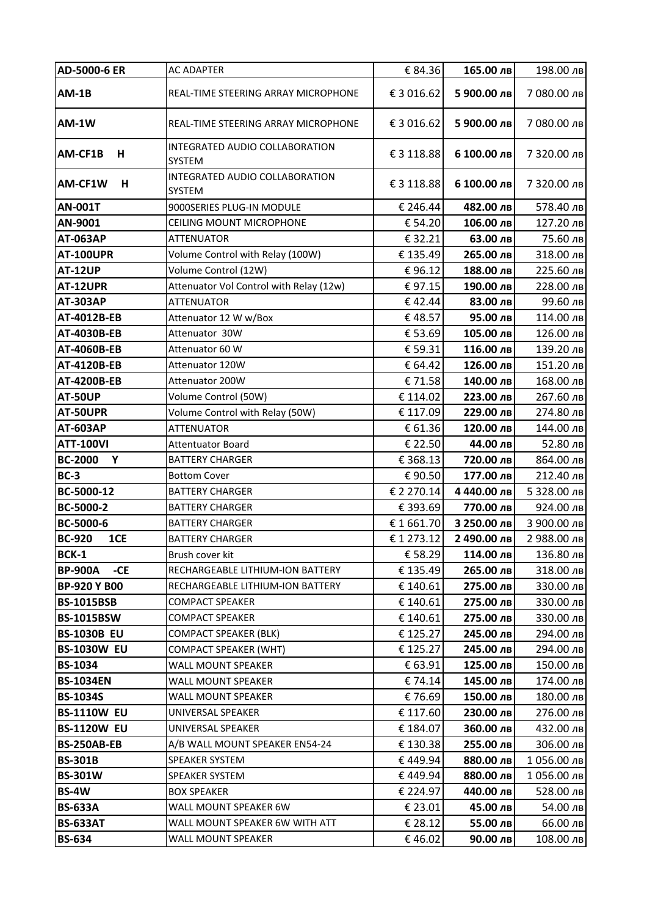| AD-5000-6 ER | AC ADAPTER | € 84.36 | 165.00 лв | 198.00 лв |
|---|---|---|---|---|
| AM-1B | REAL-TIME STEERING ARRAY MICROPHONE | € 3 016.62 | 5 900.00 лв | 7 080.00 лв |
| AM-1W | REAL-TIME STEERING ARRAY MICROPHONE | € 3 016.62 | 5 900.00 лв | 7 080.00 лв |
| AM-CF1B H | INTEGRATED AUDIO COLLABORATION SYSTEM | € 3 118.88 | 6 100.00 лв | 7 320.00 лв |
| AM-CF1W H | INTEGRATED AUDIO COLLABORATION SYSTEM | € 3 118.88 | 6 100.00 лв | 7 320.00 лв |
| AN-001T | 9000SERIES PLUG-IN MODULE | € 246.44 | 482.00 лв | 578.40 лв |
| AN-9001 | CEILING MOUNT MICROPHONE | € 54.20 | 106.00 лв | 127.20 лв |
| AT-063AP | ATTENUATOR | € 32.21 | 63.00 лв | 75.60 лв |
| AT-100UPR | Volume Control with Relay (100W) | € 135.49 | 265.00 лв | 318.00 лв |
| AT-12UP | Volume Control (12W) | € 96.12 | 188.00 лв | 225.60 лв |
| AT-12UPR | Attenuator Vol Control with Relay (12w) | € 97.15 | 190.00 лв | 228.00 лв |
| AT-303AP | ATTENUATOR | € 42.44 | 83.00 лв | 99.60 лв |
| AT-4012B-EB | Attenuator 12 W w/Box | € 48.57 | 95.00 лв | 114.00 лв |
| AT-4030B-EB | Attenuator 30W | € 53.69 | 105.00 лв | 126.00 лв |
| AT-4060B-EB | Attenuator 60 W | € 59.31 | 116.00 лв | 139.20 лв |
| AT-4120B-EB | Attenuator 120W | € 64.42 | 126.00 лв | 151.20 лв |
| AT-4200B-EB | Attenuator 200W | € 71.58 | 140.00 лв | 168.00 лв |
| AT-50UP | Volume Control (50W) | € 114.02 | 223.00 лв | 267.60 лв |
| AT-50UPR | Volume Control with Relay (50W) | € 117.09 | 229.00 лв | 274.80 лв |
| AT-603AP | ATTENUATOR | € 61.36 | 120.00 лв | 144.00 лв |
| ATT-100VI | Attentuator Board | € 22.50 | 44.00 лв | 52.80 лв |
| BC-2000 Y | BATTERY CHARGER | € 368.13 | 720.00 лв | 864.00 лв |
| BC-3 | Bottom Cover | € 90.50 | 177.00 лв | 212.40 лв |
| BC-5000-12 | BATTERY CHARGER | € 2 270.14 | 4 440.00 лв | 5 328.00 лв |
| BC-5000-2 | BATTERY CHARGER | € 393.69 | 770.00 лв | 924.00 лв |
| BC-5000-6 | BATTERY CHARGER | € 1 661.70 | 3 250.00 лв | 3 900.00 лв |
| BC-920 1CE | BATTERY CHARGER | € 1 273.12 | 2 490.00 лв | 2 988.00 лв |
| BCK-1 | Brush cover kit | € 58.29 | 114.00 лв | 136.80 лв |
| BP-900A -CE | RECHARGEABLE LITHIUM-ION BATTERY | € 135.49 | 265.00 лв | 318.00 лв |
| BP-920 Y B00 | RECHARGEABLE LITHIUM-ION BATTERY | € 140.61 | 275.00 лв | 330.00 лв |
| BS-1015BSB | COMPACT SPEAKER | € 140.61 | 275.00 лв | 330.00 лв |
| BS-1015BSW | COMPACT SPEAKER | € 140.61 | 275.00 лв | 330.00 лв |
| BS-1030B EU | COMPACT SPEAKER (BLK) | € 125.27 | 245.00 лв | 294.00 лв |
| BS-1030W EU | COMPACT SPEAKER (WHT) | € 125.27 | 245.00 лв | 294.00 лв |
| BS-1034 | WALL MOUNT SPEAKER | € 63.91 | 125.00 лв | 150.00 лв |
| BS-1034EN | WALL MOUNT SPEAKER | € 74.14 | 145.00 лв | 174.00 лв |
| BS-1034S | WALL MOUNT SPEAKER | € 76.69 | 150.00 лв | 180.00 лв |
| BS-1110W EU | UNIVERSAL SPEAKER | € 117.60 | 230.00 лв | 276.00 лв |
| BS-1120W EU | UNIVERSAL SPEAKER | € 184.07 | 360.00 лв | 432.00 лв |
| BS-250AB-EB | A/B WALL MOUNT SPEAKER EN54-24 | € 130.38 | 255.00 лв | 306.00 лв |
| BS-301B | SPEAKER SYSTEM | € 449.94 | 880.00 лв | 1 056.00 лв |
| BS-301W | SPEAKER SYSTEM | € 449.94 | 880.00 лв | 1 056.00 лв |
| BS-4W | BOX SPEAKER | € 224.97 | 440.00 лв | 528.00 лв |
| BS-633A | WALL MOUNT SPEAKER 6W | € 23.01 | 45.00 лв | 54.00 лв |
| BS-633AT | WALL MOUNT SPEAKER 6W WITH ATT | € 28.12 | 55.00 лв | 66.00 лв |
| BS-634 | WALL MOUNT SPEAKER | € 46.02 | 90.00 лв | 108.00 лв |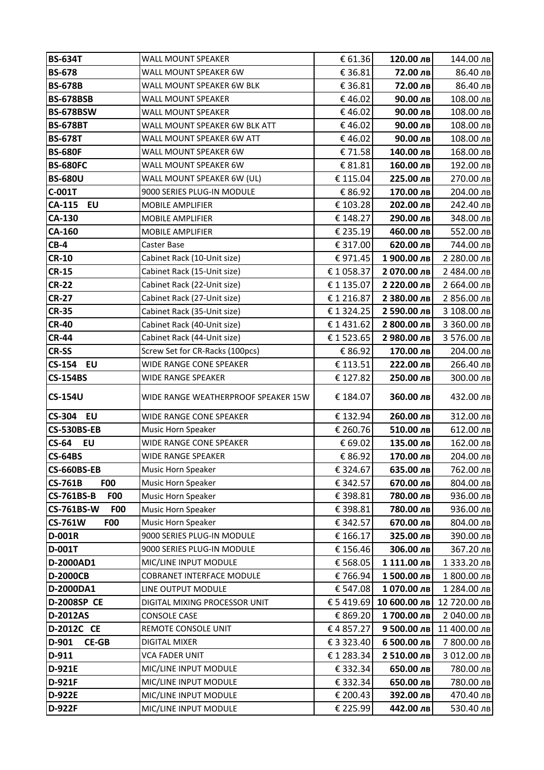| **BS-634T** | WALL MOUNT SPEAKER | € 61.36 | **120.00 лв** | 144.00 лв |
|---|---|---|---|---|
| **BS-678** | WALL MOUNT SPEAKER 6W | € 36.81 | **72.00 лв** | 86.40 лв |
| **BS-678B** | WALL MOUNT SPEAKER 6W BLK | € 36.81 | **72.00 лв** | 86.40 лв |
| **BS-678BSB** | WALL MOUNT SPEAKER | € 46.02 | **90.00 лв** | 108.00 лв |
| **BS-678BSW** | WALL MOUNT SPEAKER | € 46.02 | **90.00 лв** | 108.00 лв |
| **BS-678BT** | WALL MOUNT SPEAKER 6W BLK ATT | € 46.02 | **90.00 лв** | 108.00 лв |
| **BS-678T** | WALL MOUNT SPEAKER 6W ATT | € 46.02 | **90.00 лв** | 108.00 лв |
| **BS-680F** | WALL MOUNT SPEAKER 6W | € 71.58 | **140.00 лв** | 168.00 лв |
| **BS-680FC** | WALL MOUNT SPEAKER 6W | € 81.81 | **160.00 лв** | 192.00 лв |
| **BS-680U** | WALL MOUNT SPEAKER 6W (UL) | € 115.04 | **225.00 лв** | 270.00 лв |
| **C-001T** | 9000 SERIES PLUG-IN MODULE | € 86.92 | **170.00 лв** | 204.00 лв |
| **CA-115 EU** | MOBILE AMPLIFIER | € 103.28 | **202.00 лв** | 242.40 лв |
| **CA-130** | MOBILE AMPLIFIER | € 148.27 | **290.00 лв** | 348.00 лв |
| **CA-160** | MOBILE AMPLIFIER | € 235.19 | **460.00 лв** | 552.00 лв |
| **CB-4** | Caster Base | € 317.00 | **620.00 лв** | 744.00 лв |
| **CR-10** | Cabinet Rack (10-Unit size) | € 971.45 | **1 900.00 лв** | 2 280.00 лв |
| **CR-15** | Cabinet Rack (15-Unit size) | € 1 058.37 | **2 070.00 лв** | 2 484.00 лв |
| **CR-22** | Cabinet Rack (22-Unit size) | € 1 135.07 | **2 220.00 лв** | 2 664.00 лв |
| **CR-27** | Cabinet Rack (27-Unit size) | € 1 216.87 | **2 380.00 лв** | 2 856.00 лв |
| **CR-35** | Cabinet Rack (35-Unit size) | € 1 324.25 | **2 590.00 лв** | 3 108.00 лв |
| **CR-40** | Cabinet Rack (40-Unit size) | € 1 431.62 | **2 800.00 лв** | 3 360.00 лв |
| **CR-44** | Cabinet Rack (44-Unit size) | € 1 523.65 | **2 980.00 лв** | 3 576.00 лв |
| **CR-SS** | Screw Set for CR-Racks (100pcs) | € 86.92 | **170.00 лв** | 204.00 лв |
| **CS-154 EU** | WIDE RANGE CONE SPEAKER | € 113.51 | **222.00 лв** | 266.40 лв |
| **CS-154BS** | WIDE RANGE SPEAKER | € 127.82 | **250.00 лв** | 300.00 лв |
| **CS-154U** | WIDE RANGE WEATHERPROOF SPEAKER 15W | € 184.07 | **360.00 лв** | 432.00 лв |
| **CS-304 EU** | WIDE RANGE CONE SPEAKER | € 132.94 | **260.00 лв** | 312.00 лв |
| **CS-530BS-EB** | Music Horn Speaker | € 260.76 | **510.00 лв** | 612.00 лв |
| **CS-64 EU** | WIDE RANGE CONE SPEAKER | € 69.02 | **135.00 лв** | 162.00 лв |
| **CS-64BS** | WIDE RANGE SPEAKER | € 86.92 | **170.00 лв** | 204.00 лв |
| **CS-660BS-EB** | Music Horn Speaker | € 324.67 | **635.00 лв** | 762.00 лв |
| **CS-761B F00** | Music Horn Speaker | € 342.57 | **670.00 лв** | 804.00 лв |
| **CS-761BS-B F00** | Music Horn Speaker | € 398.81 | **780.00 лв** | 936.00 лв |
| **CS-761BS-W F00** | Music Horn Speaker | € 398.81 | **780.00 лв** | 936.00 лв |
| **CS-761W F00** | Music Horn Speaker | € 342.57 | **670.00 лв** | 804.00 лв |
| **D-001R** | 9000 SERIES PLUG-IN MODULE | € 166.17 | **325.00 лв** | 390.00 лв |
| **D-001T** | 9000 SERIES PLUG-IN MODULE | € 156.46 | **306.00 лв** | 367.20 лв |
| **D-2000AD1** | MIC/LINE INPUT MODULE | € 568.05 | **1 111.00 лв** | 1 333.20 лв |
| **D-2000CB** | COBRANET INTERFACE MODULE | € 766.94 | **1 500.00 лв** | 1 800.00 лв |
| **D-2000DA1** | LINE OUTPUT MODULE | € 547.08 | **1 070.00 лв** | 1 284.00 лв |
| **D-2008SP CE** | DIGITAL MIXING PROCESSOR UNIT | € 5 419.69 | **10 600.00 лв** | 12 720.00 лв |
| **D-2012AS** | CONSOLE CASE | € 869.20 | **1 700.00 лв** | 2 040.00 лв |
| **D-2012C CE** | REMOTE CONSOLE UNIT | € 4 857.27 | **9 500.00 лв** | 11 400.00 лв |
| **D-901 CE-GB** | DIGITAL MIXER | € 3 323.40 | **6 500.00 лв** | 7 800.00 лв |
| **D-911** | VCA FADER UNIT | € 1 283.34 | **2 510.00 лв** | 3 012.00 лв |
| **D-921E** | MIC/LINE INPUT MODULE | € 332.34 | **650.00 лв** | 780.00 лв |
| **D-921F** | MIC/LINE INPUT MODULE | € 332.34 | **650.00 лв** | 780.00 лв |
| **D-922E** | MIC/LINE INPUT MODULE | € 200.43 | **392.00 лв** | 470.40 лв |
| **D-922F** | MIC/LINE INPUT MODULE | € 225.99 | **442.00 лв** | 530.40 лв |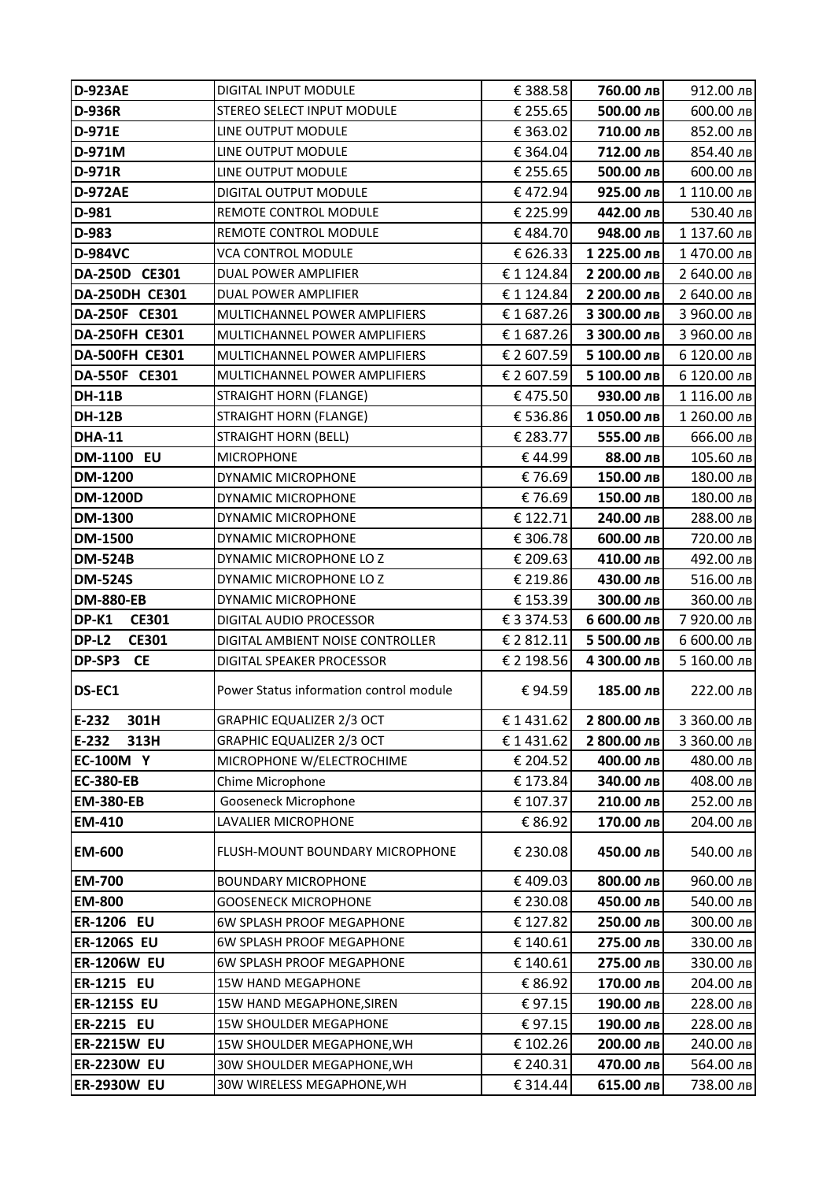| | | | | |
|---|---|---|---|---|
| **D-923AE** | DIGITAL INPUT MODULE | € 388.58 | **760.00 лв** | 912.00 лв |
| **D-936R** | STEREO SELECT INPUT MODULE | € 255.65 | **500.00 лв** | 600.00 лв |
| **D-971E** | LINE OUTPUT MODULE | € 363.02 | **710.00 лв** | 852.00 лв |
| **D-971M** | LINE OUTPUT MODULE | € 364.04 | **712.00 лв** | 854.40 лв |
| **D-971R** | LINE OUTPUT MODULE | € 255.65 | **500.00 лв** | 600.00 лв |
| **D-972AE** | DIGITAL OUTPUT MODULE | € 472.94 | **925.00 лв** | 1 110.00 лв |
| **D-981** | REMOTE CONTROL MODULE | € 225.99 | **442.00 лв** | 530.40 лв |
| **D-983** | REMOTE CONTROL MODULE | € 484.70 | **948.00 лв** | 1 137.60 лв |
| **D-984VC** | VCA CONTROL MODULE | € 626.33 | **1 225.00 лв** | 1 470.00 лв |
| **DA-250D CE301** | DUAL POWER AMPLIFIER | € 1 124.84 | **2 200.00 лв** | 2 640.00 лв |
| **DA-250DH CE301** | DUAL POWER AMPLIFIER | € 1 124.84 | **2 200.00 лв** | 2 640.00 лв |
| **DA-250F CE301** | MULTICHANNEL POWER AMPLIFIERS | € 1 687.26 | **3 300.00 лв** | 3 960.00 лв |
| **DA-250FH CE301** | MULTICHANNEL POWER AMPLIFIERS | € 1 687.26 | **3 300.00 лв** | 3 960.00 лв |
| **DA-500FH CE301** | MULTICHANNEL POWER AMPLIFIERS | € 2 607.59 | **5 100.00 лв** | 6 120.00 лв |
| **DA-550F CE301** | MULTICHANNEL POWER AMPLIFIERS | € 2 607.59 | **5 100.00 лв** | 6 120.00 лв |
| **DH-11B** | STRAIGHT HORN (FLANGE) | € 475.50 | **930.00 лв** | 1 116.00 лв |
| **DH-12B** | STRAIGHT HORN (FLANGE) | € 536.86 | **1 050.00 лв** | 1 260.00 лв |
| **DHA-11** | STRAIGHT HORN (BELL) | € 283.77 | **555.00 лв** | 666.00 лв |
| **DM-1100 EU** | MICROPHONE | € 44.99 | **88.00 лв** | 105.60 лв |
| **DM-1200** | DYNAMIC MICROPHONE | € 76.69 | **150.00 лв** | 180.00 лв |
| **DM-1200D** | DYNAMIC MICROPHONE | € 76.69 | **150.00 лв** | 180.00 лв |
| **DM-1300** | DYNAMIC MICROPHONE | € 122.71 | **240.00 лв** | 288.00 лв |
| **DM-1500** | DYNAMIC MICROPHONE | € 306.78 | **600.00 лв** | 720.00 лв |
| **DM-524B** | DYNAMIC MICROPHONE LO Z | € 209.63 | **410.00 лв** | 492.00 лв |
| **DM-524S** | DYNAMIC MICROPHONE LO Z | € 219.86 | **430.00 лв** | 516.00 лв |
| **DM-880-EB** | DYNAMIC MICROPHONE | € 153.39 | **300.00 лв** | 360.00 лв |
| **DP-K1 CE301** | DIGITAL AUDIO PROCESSOR | € 3 374.53 | **6 600.00 лв** | 7 920.00 лв |
| **DP-L2 CE301** | DIGITAL AMBIENT NOISE CONTROLLER | € 2 812.11 | **5 500.00 лв** | 6 600.00 лв |
| **DP-SP3 CE** | DIGITAL SPEAKER PROCESSOR | € 2 198.56 | **4 300.00 лв** | 5 160.00 лв |
| **DS-EC1** | Power Status information control module | € 94.59 | **185.00 лв** | 222.00 лв |
| **E-232 301H** | GRAPHIC EQUALIZER 2/3 OCT | € 1 431.62 | **2 800.00 лв** | 3 360.00 лв |
| **E-232 313H** | GRAPHIC EQUALIZER 2/3 OCT | € 1 431.62 | **2 800.00 лв** | 3 360.00 лв |
| **EC-100M Y** | MICROPHONE W/ELECTROCHIME | € 204.52 | **400.00 лв** | 480.00 лв |
| **EC-380-EB** | Chime Microphone | € 173.84 | **340.00 лв** | 408.00 лв |
| **EM-380-EB** | Gooseneck Microphone | € 107.37 | **210.00 лв** | 252.00 лв |
| **EM-410** | LAVALIER MICROPHONE | € 86.92 | **170.00 лв** | 204.00 лв |
| **EM-600** | FLUSH-MOUNT BOUNDARY MICROPHONE | € 230.08 | **450.00 лв** | 540.00 лв |
| **EM-700** | BOUNDARY MICROPHONE | € 409.03 | **800.00 лв** | 960.00 лв |
| **EM-800** | GOOSENECK MICROPHONE | € 230.08 | **450.00 лв** | 540.00 лв |
| **ER-1206 EU** | 6W SPLASH PROOF MEGAPHONE | € 127.82 | **250.00 лв** | 300.00 лв |
| **ER-1206S EU** | 6W SPLASH PROOF MEGAPHONE | € 140.61 | **275.00 лв** | 330.00 лв |
| **ER-1206W EU** | 6W SPLASH PROOF MEGAPHONE | € 140.61 | **275.00 лв** | 330.00 лв |
| **ER-1215 EU** | 15W HAND MEGAPHONE | € 86.92 | **170.00 лв** | 204.00 лв |
| **ER-1215S EU** | 15W HAND MEGAPHONE,SIREN | € 97.15 | **190.00 лв** | 228.00 лв |
| **ER-2215 EU** | 15W SHOULDER MEGAPHONE | € 97.15 | **190.00 лв** | 228.00 лв |
| **ER-2215W EU** | 15W SHOULDER MEGAPHONE,WH | € 102.26 | **200.00 лв** | 240.00 лв |
| **ER-2230W EU** | 30W SHOULDER MEGAPHONE,WH | € 240.31 | **470.00 лв** | 564.00 лв |
| **ER-2930W EU** | 30W WIRELESS MEGAPHONE,WH | € 314.44 | **615.00 лв** | 738.00 лв |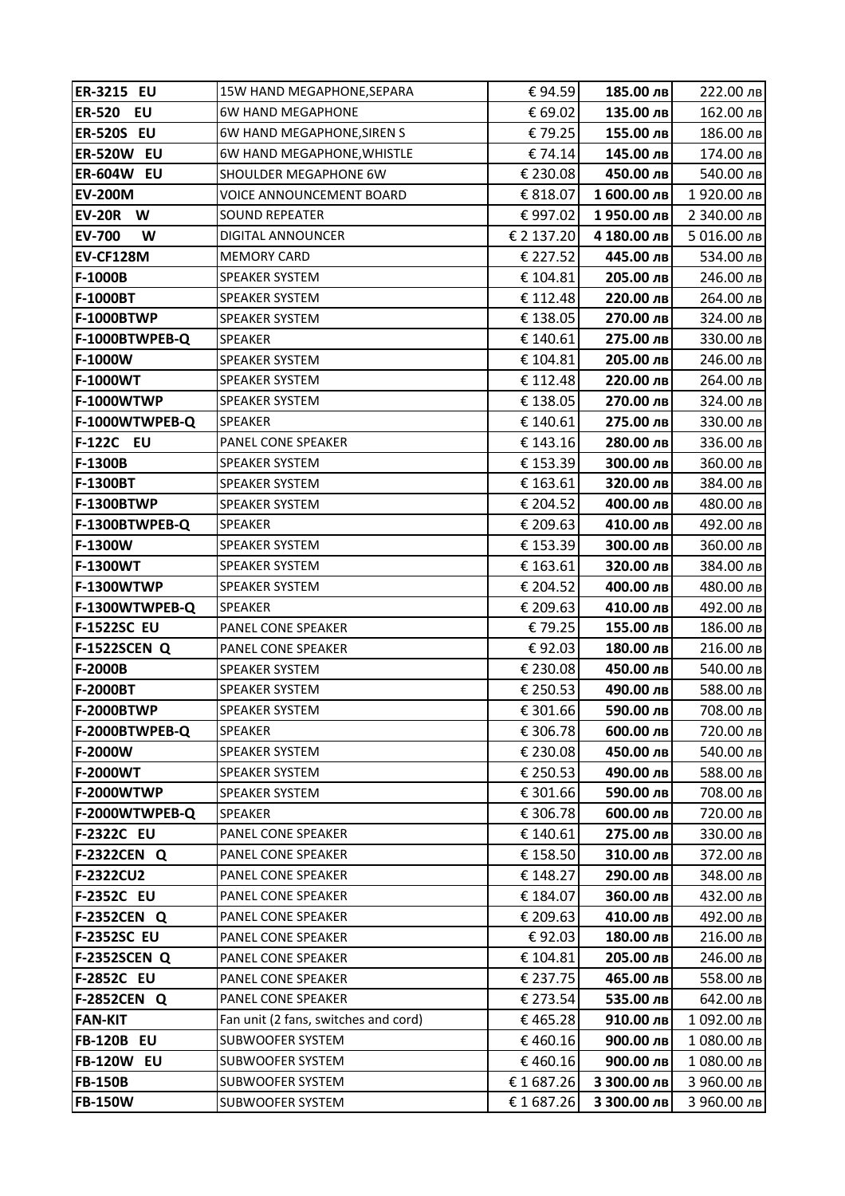| ER-3215 EU | 15W HAND MEGAPHONE,SEPARA | € 94.59 | 185.00 лв | 222.00 лв |
|---|---|---|---|---|
| ER-520 EU | 6W HAND MEGAPHONE | € 69.02 | 135.00 лв | 162.00 лв |
| ER-520S EU | 6W HAND MEGAPHONE,SIREN S | € 79.25 | 155.00 лв | 186.00 лв |
| ER-520W EU | 6W HAND MEGAPHONE,WHISTLE | € 74.14 | 145.00 лв | 174.00 лв |
| ER-604W EU | SHOULDER MEGAPHONE 6W | € 230.08 | 450.00 лв | 540.00 лв |
| EV-200M | VOICE ANNOUNCEMENT BOARD | € 818.07 | 1 600.00 лв | 1 920.00 лв |
| EV-20R W | SOUND REPEATER | € 997.02 | 1 950.00 лв | 2 340.00 лв |
| EV-700 W | DIGITAL ANNOUNCER | € 2 137.20 | 4 180.00 лв | 5 016.00 лв |
| EV-CF128M | MEMORY CARD | € 227.52 | 445.00 лв | 534.00 лв |
| F-1000B | SPEAKER SYSTEM | € 104.81 | 205.00 лв | 246.00 лв |
| F-1000BT | SPEAKER SYSTEM | € 112.48 | 220.00 лв | 264.00 лв |
| F-1000BTWP | SPEAKER SYSTEM | € 138.05 | 270.00 лв | 324.00 лв |
| F-1000BTWPEB-Q | SPEAKER | € 140.61 | 275.00 лв | 330.00 лв |
| F-1000W | SPEAKER SYSTEM | € 104.81 | 205.00 лв | 246.00 лв |
| F-1000WT | SPEAKER SYSTEM | € 112.48 | 220.00 лв | 264.00 лв |
| F-1000WTWP | SPEAKER SYSTEM | € 138.05 | 270.00 лв | 324.00 лв |
| F-1000WTWPEB-Q | SPEAKER | € 140.61 | 275.00 лв | 330.00 лв |
| F-122C EU | PANEL CONE SPEAKER | € 143.16 | 280.00 лв | 336.00 лв |
| F-1300B | SPEAKER SYSTEM | € 153.39 | 300.00 лв | 360.00 лв |
| F-1300BT | SPEAKER SYSTEM | € 163.61 | 320.00 лв | 384.00 лв |
| F-1300BTWP | SPEAKER SYSTEM | € 204.52 | 400.00 лв | 480.00 лв |
| F-1300BTWPEB-Q | SPEAKER | € 209.63 | 410.00 лв | 492.00 лв |
| F-1300W | SPEAKER SYSTEM | € 153.39 | 300.00 лв | 360.00 лв |
| F-1300WT | SPEAKER SYSTEM | € 163.61 | 320.00 лв | 384.00 лв |
| F-1300WTWP | SPEAKER SYSTEM | € 204.52 | 400.00 лв | 480.00 лв |
| F-1300WTWPEB-Q | SPEAKER | € 209.63 | 410.00 лв | 492.00 лв |
| F-1522SC EU | PANEL CONE SPEAKER | € 79.25 | 155.00 лв | 186.00 лв |
| F-1522SCEN Q | PANEL CONE SPEAKER | € 92.03 | 180.00 лв | 216.00 лв |
| F-2000B | SPEAKER SYSTEM | € 230.08 | 450.00 лв | 540.00 лв |
| F-2000BT | SPEAKER SYSTEM | € 250.53 | 490.00 лв | 588.00 лв |
| F-2000BTWP | SPEAKER SYSTEM | € 301.66 | 590.00 лв | 708.00 лв |
| F-2000BTWPEB-Q | SPEAKER | € 306.78 | 600.00 лв | 720.00 лв |
| F-2000W | SPEAKER SYSTEM | € 230.08 | 450.00 лв | 540.00 лв |
| F-2000WT | SPEAKER SYSTEM | € 250.53 | 490.00 лв | 588.00 лв |
| F-2000WTWP | SPEAKER SYSTEM | € 301.66 | 590.00 лв | 708.00 лв |
| F-2000WTWPEB-Q | SPEAKER | € 306.78 | 600.00 лв | 720.00 лв |
| F-2322C EU | PANEL CONE SPEAKER | € 140.61 | 275.00 лв | 330.00 лв |
| F-2322CEN Q | PANEL CONE SPEAKER | € 158.50 | 310.00 лв | 372.00 лв |
| F-2322CU2 | PANEL CONE SPEAKER | € 148.27 | 290.00 лв | 348.00 лв |
| F-2352C EU | PANEL CONE SPEAKER | € 184.07 | 360.00 лв | 432.00 лв |
| F-2352CEN Q | PANEL CONE SPEAKER | € 209.63 | 410.00 лв | 492.00 лв |
| F-2352SC EU | PANEL CONE SPEAKER | € 92.03 | 180.00 лв | 216.00 лв |
| F-2352SCEN Q | PANEL CONE SPEAKER | € 104.81 | 205.00 лв | 246.00 лв |
| F-2852C EU | PANEL CONE SPEAKER | € 237.75 | 465.00 лв | 558.00 лв |
| F-2852CEN Q | PANEL CONE SPEAKER | € 273.54 | 535.00 лв | 642.00 лв |
| FAN-KIT | Fan unit (2 fans, switches and cord) | € 465.28 | 910.00 лв | 1 092.00 лв |
| FB-120B EU | SUBWOOFER SYSTEM | € 460.16 | 900.00 лв | 1 080.00 лв |
| FB-120W EU | SUBWOOFER SYSTEM | € 460.16 | 900.00 лв | 1 080.00 лв |
| FB-150B | SUBWOOFER SYSTEM | € 1 687.26 | 3 300.00 лв | 3 960.00 лв |
| FB-150W | SUBWOOFER SYSTEM | € 1 687.26 | 3 300.00 лв | 3 960.00 лв |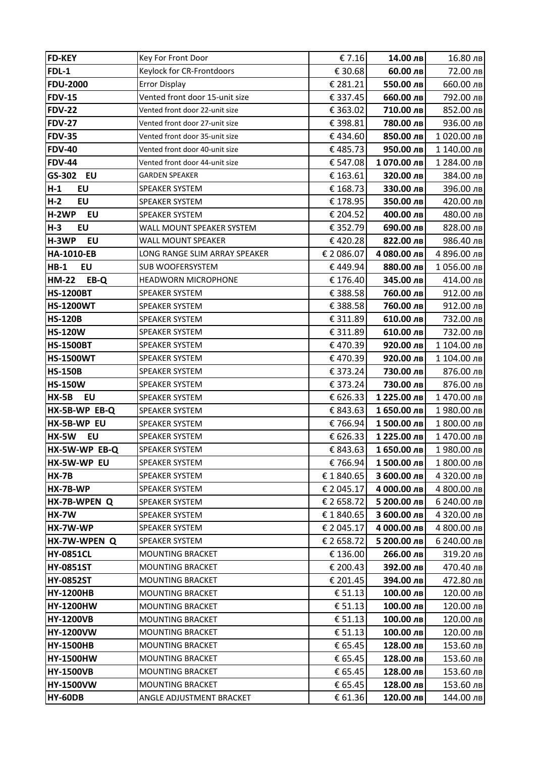| | | | | |
|---|---|---|---|---|
| **FD-KEY** | Key For Front Door | € 7.16 | **14.00 лв** | 16.80 лв |
| **FDL-1** | Keylock for CR-Frontdoors | € 30.68 | **60.00 лв** | 72.00 лв |
| **FDU-2000** | Error Display | € 281.21 | **550.00 лв** | 660.00 лв |
| **FDV-15** | Vented front door 15-unit size | € 337.45 | **660.00 лв** | 792.00 лв |
| **FDV-22** | Vented front door 22-unit size | € 363.02 | **710.00 лв** | 852.00 лв |
| **FDV-27** | Vented front door 27-unit size | € 398.81 | **780.00 лв** | 936.00 лв |
| **FDV-35** | Vented front door 35-unit size | € 434.60 | **850.00 лв** | 1 020.00 лв |
| **FDV-40** | Vented front door 40-unit size | € 485.73 | **950.00 лв** | 1 140.00 лв |
| **FDV-44** | Vented front door 44-unit size | € 547.08 | **1 070.00 лв** | 1 284.00 лв |
| **GS-302 EU** | GARDEN SPEAKER | € 163.61 | **320.00 лв** | 384.00 лв |
| **H-1 EU** | SPEAKER SYSTEM | € 168.73 | **330.00 лв** | 396.00 лв |
| **H-2 EU** | SPEAKER SYSTEM | € 178.95 | **350.00 лв** | 420.00 лв |
| **H-2WP EU** | SPEAKER SYSTEM | € 204.52 | **400.00 лв** | 480.00 лв |
| **H-3 EU** | WALL MOUNT SPEAKER SYSTEM | € 352.79 | **690.00 лв** | 828.00 лв |
| **H-3WP EU** | WALL MOUNT SPEAKER | € 420.28 | **822.00 лв** | 986.40 лв |
| **HA-1010-EB** | LONG RANGE SLIM ARRAY SPEAKER | € 2 086.07 | **4 080.00 лв** | 4 896.00 лв |
| **HB-1 EU** | SUB WOOFERSYSTEM | € 449.94 | **880.00 лв** | 1 056.00 лв |
| **HM-22 EB-Q** | HEADWORN MICROPHONE | € 176.40 | **345.00 лв** | 414.00 лв |
| **HS-1200BT** | SPEAKER SYSTEM | € 388.58 | **760.00 лв** | 912.00 лв |
| **HS-1200WT** | SPEAKER SYSTEM | € 388.58 | **760.00 лв** | 912.00 лв |
| **HS-120B** | SPEAKER SYSTEM | € 311.89 | **610.00 лв** | 732.00 лв |
| **HS-120W** | SPEAKER SYSTEM | € 311.89 | **610.00 лв** | 732.00 лв |
| **HS-1500BT** | SPEAKER SYSTEM | € 470.39 | **920.00 лв** | 1 104.00 лв |
| **HS-1500WT** | SPEAKER SYSTEM | € 470.39 | **920.00 лв** | 1 104.00 лв |
| **HS-150B** | SPEAKER SYSTEM | € 373.24 | **730.00 лв** | 876.00 лв |
| **HS-150W** | SPEAKER SYSTEM | € 373.24 | **730.00 лв** | 876.00 лв |
| **HX-5B EU** | SPEAKER SYSTEM | € 626.33 | **1 225.00 лв** | 1 470.00 лв |
| **HX-5B-WP EB-Q** | SPEAKER SYSTEM | € 843.63 | **1 650.00 лв** | 1 980.00 лв |
| **HX-5B-WP EU** | SPEAKER SYSTEM | € 766.94 | **1 500.00 лв** | 1 800.00 лв |
| **HX-5W EU** | SPEAKER SYSTEM | € 626.33 | **1 225.00 лв** | 1 470.00 лв |
| **HX-5W-WP EB-Q** | SPEAKER SYSTEM | € 843.63 | **1 650.00 лв** | 1 980.00 лв |
| **HX-5W-WP EU** | SPEAKER SYSTEM | € 766.94 | **1 500.00 лв** | 1 800.00 лв |
| **HX-7B** | SPEAKER SYSTEM | € 1 840.65 | **3 600.00 лв** | 4 320.00 лв |
| **HX-7B-WP** | SPEAKER SYSTEM | € 2 045.17 | **4 000.00 лв** | 4 800.00 лв |
| **HX-7B-WPEN Q** | SPEAKER SYSTEM | € 2 658.72 | **5 200.00 лв** | 6 240.00 лв |
| **HX-7W** | SPEAKER SYSTEM | € 1 840.65 | **3 600.00 лв** | 4 320.00 лв |
| **HX-7W-WP** | SPEAKER SYSTEM | € 2 045.17 | **4 000.00 лв** | 4 800.00 лв |
| **HX-7W-WPEN Q** | SPEAKER SYSTEM | € 2 658.72 | **5 200.00 лв** | 6 240.00 лв |
| **HY-0851CL** | MOUNTING BRACKET | € 136.00 | **266.00 лв** | 319.20 лв |
| **HY-0851ST** | MOUNTING BRACKET | € 200.43 | **392.00 лв** | 470.40 лв |
| **HY-0852ST** | MOUNTING BRACKET | € 201.45 | **394.00 лв** | 472.80 лв |
| **HY-1200HB** | MOUNTING BRACKET | € 51.13 | **100.00 лв** | 120.00 лв |
| **HY-1200HW** | MOUNTING BRACKET | € 51.13 | **100.00 лв** | 120.00 лв |
| **HY-1200VB** | MOUNTING BRACKET | € 51.13 | **100.00 лв** | 120.00 лв |
| **HY-1200VW** | MOUNTING BRACKET | € 51.13 | **100.00 лв** | 120.00 лв |
| **HY-1500HB** | MOUNTING BRACKET | € 65.45 | **128.00 лв** | 153.60 лв |
| **HY-1500HW** | MOUNTING BRACKET | € 65.45 | **128.00 лв** | 153.60 лв |
| **HY-1500VB** | MOUNTING BRACKET | € 65.45 | **128.00 лв** | 153.60 лв |
| **HY-1500VW** | MOUNTING BRACKET | € 65.45 | **128.00 лв** | 153.60 лв |
| **HY-60DB** | ANGLE ADJUSTMENT BRACKET | € 61.36 | **120.00 лв** | 144.00 лв |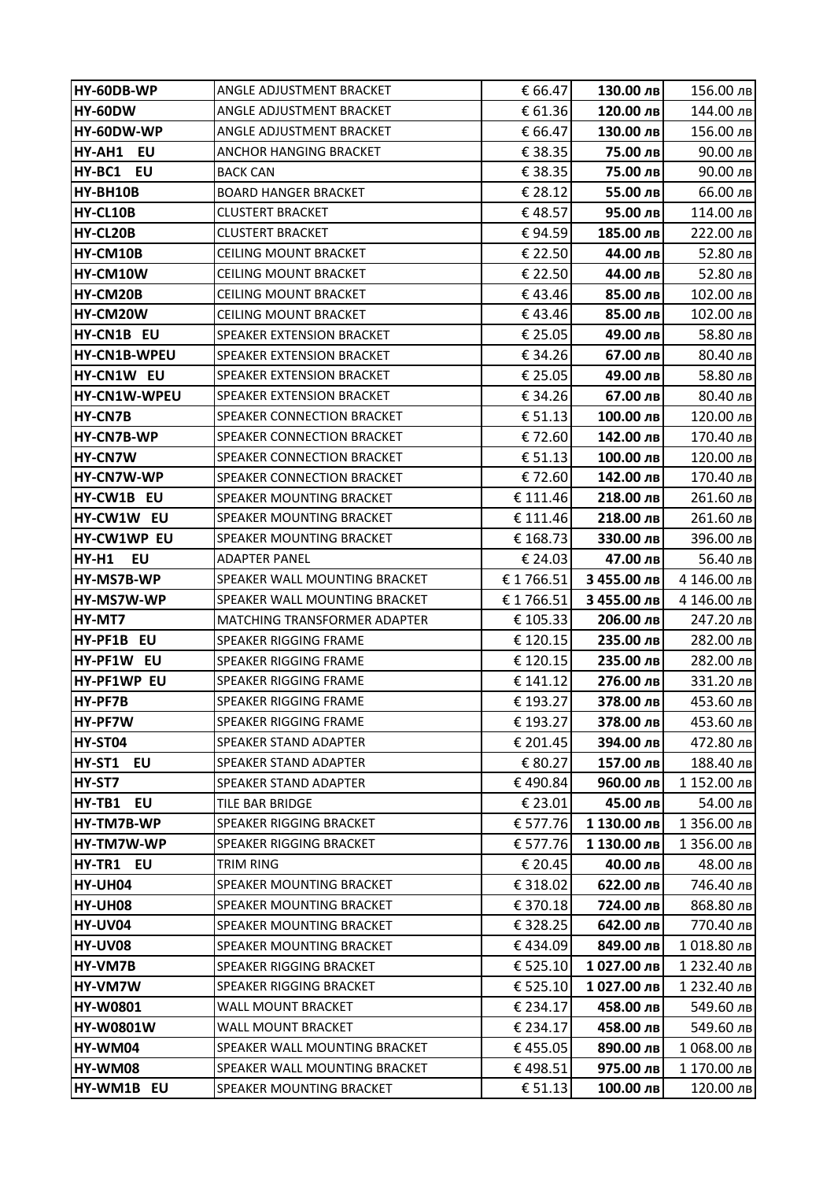| | | | | |
|---|---|---|---|---|
| **HY-60DB-WP** | ANGLE ADJUSTMENT BRACKET | € 66.47 | **130.00 лв** | 156.00 лв |
| **HY-60DW** | ANGLE ADJUSTMENT BRACKET | € 61.36 | **120.00 лв** | 144.00 лв |
| **HY-60DW-WP** | ANGLE ADJUSTMENT BRACKET | € 66.47 | **130.00 лв** | 156.00 лв |
| **HY-AH1 EU** | ANCHOR HANGING BRACKET | € 38.35 | **75.00 лв** | 90.00 лв |
| **HY-BC1 EU** | BACK CAN | € 38.35 | **75.00 лв** | 90.00 лв |
| **HY-BH10B** | BOARD HANGER BRACKET | € 28.12 | **55.00 лв** | 66.00 лв |
| **HY-CL10B** | CLUSTERT BRACKET | € 48.57 | **95.00 лв** | 114.00 лв |
| **HY-CL20B** | CLUSTERT BRACKET | € 94.59 | **185.00 лв** | 222.00 лв |
| **HY-CM10B** | CEILING MOUNT BRACKET | € 22.50 | **44.00 лв** | 52.80 лв |
| **HY-CM10W** | CEILING MOUNT BRACKET | € 22.50 | **44.00 лв** | 52.80 лв |
| **HY-CM20B** | CEILING MOUNT BRACKET | € 43.46 | **85.00 лв** | 102.00 лв |
| **HY-CM20W** | CEILING MOUNT BRACKET | € 43.46 | **85.00 лв** | 102.00 лв |
| **HY-CN1B EU** | SPEAKER EXTENSION BRACKET | € 25.05 | **49.00 лв** | 58.80 лв |
| **HY-CN1B-WPEU** | SPEAKER EXTENSION BRACKET | € 34.26 | **67.00 лв** | 80.40 лв |
| **HY-CN1W EU** | SPEAKER EXTENSION BRACKET | € 25.05 | **49.00 лв** | 58.80 лв |
| **HY-CN1W-WPEU** | SPEAKER EXTENSION BRACKET | € 34.26 | **67.00 лв** | 80.40 лв |
| **HY-CN7B** | SPEAKER CONNECTION BRACKET | € 51.13 | **100.00 лв** | 120.00 лв |
| **HY-CN7B-WP** | SPEAKER CONNECTION BRACKET | € 72.60 | **142.00 лв** | 170.40 лв |
| **HY-CN7W** | SPEAKER CONNECTION BRACKET | € 51.13 | **100.00 лв** | 120.00 лв |
| **HY-CN7W-WP** | SPEAKER CONNECTION BRACKET | € 72.60 | **142.00 лв** | 170.40 лв |
| **HY-CW1B EU** | SPEAKER MOUNTING BRACKET | € 111.46 | **218.00 лв** | 261.60 лв |
| **HY-CW1W EU** | SPEAKER MOUNTING BRACKET | € 111.46 | **218.00 лв** | 261.60 лв |
| **HY-CW1WP EU** | SPEAKER MOUNTING BRACKET | € 168.73 | **330.00 лв** | 396.00 лв |
| **HY-H1 EU** | ADAPTER PANEL | € 24.03 | **47.00 лв** | 56.40 лв |
| **HY-MS7B-WP** | SPEAKER WALL MOUNTING BRACKET | € 1 766.51 | **3 455.00 лв** | 4 146.00 лв |
| **HY-MS7W-WP** | SPEAKER WALL MOUNTING BRACKET | € 1 766.51 | **3 455.00 лв** | 4 146.00 лв |
| **HY-MT7** | MATCHING TRANSFORMER ADAPTER | € 105.33 | **206.00 лв** | 247.20 лв |
| **HY-PF1B EU** | SPEAKER RIGGING FRAME | € 120.15 | **235.00 лв** | 282.00 лв |
| **HY-PF1W EU** | SPEAKER RIGGING FRAME | € 120.15 | **235.00 лв** | 282.00 лв |
| **HY-PF1WP EU** | SPEAKER RIGGING FRAME | € 141.12 | **276.00 лв** | 331.20 лв |
| **HY-PF7B** | SPEAKER RIGGING FRAME | € 193.27 | **378.00 лв** | 453.60 лв |
| **HY-PF7W** | SPEAKER RIGGING FRAME | € 193.27 | **378.00 лв** | 453.60 лв |
| **HY-ST04** | SPEAKER STAND ADAPTER | € 201.45 | **394.00 лв** | 472.80 лв |
| **HY-ST1 EU** | SPEAKER STAND ADAPTER | € 80.27 | **157.00 лв** | 188.40 лв |
| **HY-ST7** | SPEAKER STAND ADAPTER | € 490.84 | **960.00 лв** | 1 152.00 лв |
| **HY-TB1 EU** | TILE BAR BRIDGE | € 23.01 | **45.00 лв** | 54.00 лв |
| **HY-TM7B-WP** | SPEAKER RIGGING BRACKET | € 577.76 | **1 130.00 лв** | 1 356.00 лв |
| **HY-TM7W-WP** | SPEAKER RIGGING BRACKET | € 577.76 | **1 130.00 лв** | 1 356.00 лв |
| **HY-TR1 EU** | TRIM RING | € 20.45 | **40.00 лв** | 48.00 лв |
| **HY-UH04** | SPEAKER MOUNTING BRACKET | € 318.02 | **622.00 лв** | 746.40 лв |
| **HY-UH08** | SPEAKER MOUNTING BRACKET | € 370.18 | **724.00 лв** | 868.80 лв |
| **HY-UV04** | SPEAKER MOUNTING BRACKET | € 328.25 | **642.00 лв** | 770.40 лв |
| **HY-UV08** | SPEAKER MOUNTING BRACKET | € 434.09 | **849.00 лв** | 1 018.80 лв |
| **HY-VM7B** | SPEAKER RIGGING BRACKET | € 525.10 | **1 027.00 лв** | 1 232.40 лв |
| **HY-VM7W** | SPEAKER RIGGING BRACKET | € 525.10 | **1 027.00 лв** | 1 232.40 лв |
| **HY-W0801** | WALL MOUNT BRACKET | € 234.17 | **458.00 лв** | 549.60 лв |
| **HY-W0801W** | WALL MOUNT BRACKET | € 234.17 | **458.00 лв** | 549.60 лв |
| **HY-WM04** | SPEAKER WALL MOUNTING BRACKET | € 455.05 | **890.00 лв** | 1 068.00 лв |
| **HY-WM08** | SPEAKER WALL MOUNTING BRACKET | € 498.51 | **975.00 лв** | 1 170.00 лв |
| **HY-WM1B EU** | SPEAKER MOUNTING BRACKET | € 51.13 | **100.00 лв** | 120.00 лв |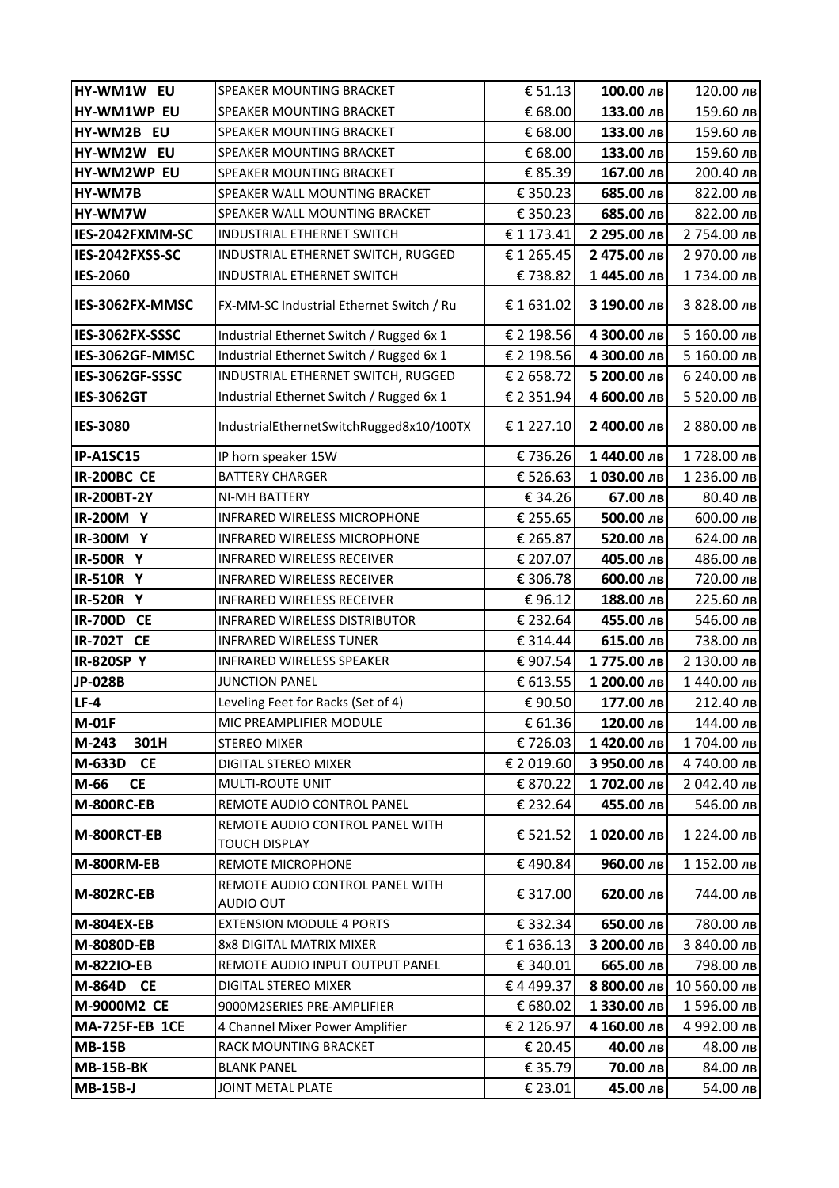| | | | | |
|---|---|---|---|---|
| **HY-WM1W EU** | SPEAKER MOUNTING BRACKET | € 51.13 | **100.00 лв** | 120.00 лв |
| **HY-WM1WP EU** | SPEAKER MOUNTING BRACKET | € 68.00 | **133.00 лв** | 159.60 лв |
| **HY-WM2B EU** | SPEAKER MOUNTING BRACKET | € 68.00 | **133.00 лв** | 159.60 лв |
| **HY-WM2W EU** | SPEAKER MOUNTING BRACKET | € 68.00 | **133.00 лв** | 159.60 лв |
| **HY-WM2WP EU** | SPEAKER MOUNTING BRACKET | € 85.39 | **167.00 лв** | 200.40 лв |
| **HY-WM7B** | SPEAKER WALL MOUNTING BRACKET | € 350.23 | **685.00 лв** | 822.00 лв |
| **HY-WM7W** | SPEAKER WALL MOUNTING BRACKET | € 350.23 | **685.00 лв** | 822.00 лв |
| **IES-2042FXMM-SC** | INDUSTRIAL ETHERNET SWITCH | € 1 173.41 | **2 295.00 лв** | 2 754.00 лв |
| **IES-2042FXSS-SC** | INDUSTRIAL ETHERNET SWITCH, RUGGED | € 1 265.45 | **2 475.00 лв** | 2 970.00 лв |
| **IES-2060** | INDUSTRIAL ETHERNET SWITCH | € 738.82 | **1 445.00 лв** | 1 734.00 лв |
| **IES-3062FX-MMSC** | FX-MM-SC Industrial Ethernet Switch / Ru | € 1 631.02 | **3 190.00 лв** | 3 828.00 лв |
| **IES-3062FX-SSSC** | Industrial Ethernet Switch / Rugged 6x 1 | € 2 198.56 | **4 300.00 лв** | 5 160.00 лв |
| **IES-3062GF-MMSC** | Industrial Ethernet Switch / Rugged 6x 1 | € 2 198.56 | **4 300.00 лв** | 5 160.00 лв |
| **IES-3062GF-SSSC** | INDUSTRIAL ETHERNET SWITCH, RUGGED | € 2 658.72 | **5 200.00 лв** | 6 240.00 лв |
| **IES-3062GT** | Industrial Ethernet Switch / Rugged 6x 1 | € 2 351.94 | **4 600.00 лв** | 5 520.00 лв |
| **IES-3080** | IndustrialEthernetSwitchRugged8x10/100TX | € 1 227.10 | **2 400.00 лв** | 2 880.00 лв |
| **IP-A1SC15** | IP horn speaker 15W | € 736.26 | **1 440.00 лв** | 1 728.00 лв |
| **IR-200BC CE** | BATTERY CHARGER | € 526.63 | **1 030.00 лв** | 1 236.00 лв |
| **IR-200BT-2Y** | NI-MH BATTERY | € 34.26 | **67.00 лв** | 80.40 лв |
| **IR-200M Y** | INFRARED WIRELESS MICROPHONE | € 255.65 | **500.00 лв** | 600.00 лв |
| **IR-300M Y** | INFRARED WIRELESS MICROPHONE | € 265.87 | **520.00 лв** | 624.00 лв |
| **IR-500R Y** | INFRARED WIRELESS RECEIVER | € 207.07 | **405.00 лв** | 486.00 лв |
| **IR-510R Y** | INFRARED WIRELESS RECEIVER | € 306.78 | **600.00 лв** | 720.00 лв |
| **IR-520R Y** | INFRARED WIRELESS RECEIVER | € 96.12 | **188.00 лв** | 225.60 лв |
| **IR-700D CE** | INFRARED WIRELESS DISTRIBUTOR | € 232.64 | **455.00 лв** | 546.00 лв |
| **IR-702T CE** | INFRARED WIRELESS TUNER | € 314.44 | **615.00 лв** | 738.00 лв |
| **IR-820SP Y** | INFRARED WIRELESS SPEAKER | € 907.54 | **1 775.00 лв** | 2 130.00 лв |
| **JP-028B** | JUNCTION PANEL | € 613.55 | **1 200.00 лв** | 1 440.00 лв |
| **LF-4** | Leveling Feet for Racks (Set of 4) | € 90.50 | **177.00 лв** | 212.40 лв |
| **M-01F** | MIC PREAMPLIFIER MODULE | € 61.36 | **120.00 лв** | 144.00 лв |
| **M-243 301H** | STEREO MIXER | € 726.03 | **1 420.00 лв** | 1 704.00 лв |
| **M-633D CE** | DIGITAL STEREO MIXER | € 2 019.60 | **3 950.00 лв** | 4 740.00 лв |
| **M-66 CE** | MULTI-ROUTE UNIT | € 870.22 | **1 702.00 лв** | 2 042.40 лв |
| **M-800RC-EB** | REMOTE AUDIO CONTROL PANEL | € 232.64 | **455.00 лв** | 546.00 лв |
| **M-800RCT-EB** | REMOTE AUDIO CONTROL PANEL WITH TOUCH DISPLAY | € 521.52 | **1 020.00 лв** | 1 224.00 лв |
| **M-800RM-EB** | REMOTE MICROPHONE | € 490.84 | **960.00 лв** | 1 152.00 лв |
| **M-802RC-EB** | REMOTE AUDIO CONTROL PANEL WITH AUDIO OUT | € 317.00 | **620.00 лв** | 744.00 лв |
| **M-804EX-EB** | EXTENSION MODULE 4 PORTS | € 332.34 | **650.00 лв** | 780.00 лв |
| **M-8080D-EB** | 8x8 DIGITAL MATRIX MIXER | € 1 636.13 | **3 200.00 лв** | 3 840.00 лв |
| **M-822IO-EB** | REMOTE AUDIO INPUT OUTPUT PANEL | € 340.01 | **665.00 лв** | 798.00 лв |
| **M-864D CE** | DIGITAL STEREO MIXER | € 4 499.37 | **8 800.00 лв** | 10 560.00 лв |
| **M-9000M2 CE** | 9000M2SERIES PRE-AMPLIFIER | € 680.02 | **1 330.00 лв** | 1 596.00 лв |
| **MA-725F-EB 1CE** | 4 Channel Mixer Power Amplifier | € 2 126.97 | **4 160.00 лв** | 4 992.00 лв |
| **MB-15B** | RACK MOUNTING BRACKET | € 20.45 | **40.00 лв** | 48.00 лв |
| **MB-15B-BK** | BLANK PANEL | € 35.79 | **70.00 лв** | 84.00 лв |
| **MB-15B-J** | JOINT METAL PLATE | € 23.01 | **45.00 лв** | 54.00 лв |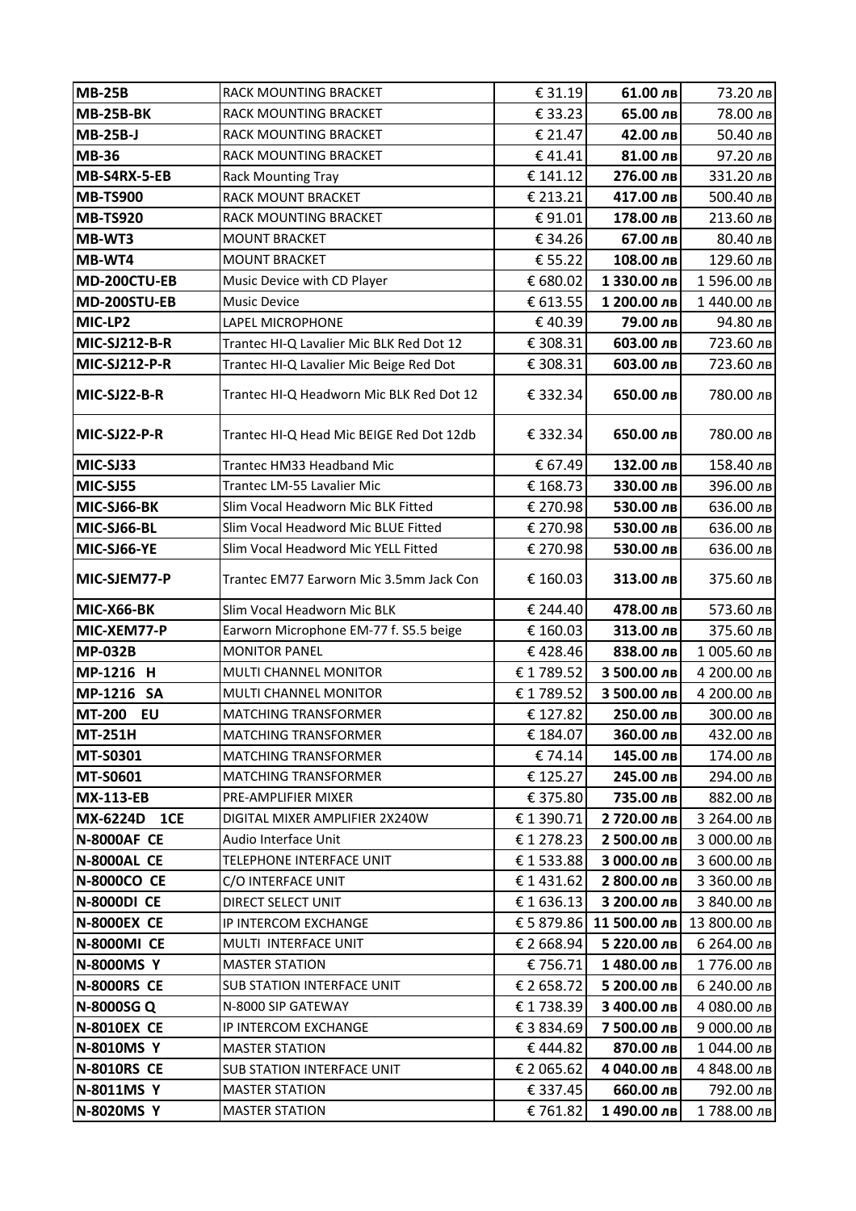| | | | | |
|---|---|---|---|---|
| **MB-25B** | RACK MOUNTING BRACKET | € 31.19 | **61.00 лв** | 73.20 лв |
| **MB-25B-BK** | RACK MOUNTING BRACKET | € 33.23 | **65.00 лв** | 78.00 лв |
| **MB-25B-J** | RACK MOUNTING BRACKET | € 21.47 | **42.00 лв** | 50.40 лв |
| **MB-36** | RACK MOUNTING BRACKET | € 41.41 | **81.00 лв** | 97.20 лв |
| **MB-S4RX-5-EB** | Rack Mounting Tray | € 141.12 | **276.00 лв** | 331.20 лв |
| **MB-TS900** | RACK MOUNT BRACKET | € 213.21 | **417.00 лв** | 500.40 лв |
| **MB-TS920** | RACK MOUNTING BRACKET | € 91.01 | **178.00 лв** | 213.60 лв |
| **MB-WT3** | MOUNT BRACKET | € 34.26 | **67.00 лв** | 80.40 лв |
| **MB-WT4** | MOUNT BRACKET | € 55.22 | **108.00 лв** | 129.60 лв |
| **MD-200CTU-EB** | Music Device with CD Player | € 680.02 | **1 330.00 лв** | 1 596.00 лв |
| **MD-200STU-EB** | Music Device | € 613.55 | **1 200.00 лв** | 1 440.00 лв |
| **MIC-LP2** | LAPEL MICROPHONE | € 40.39 | **79.00 лв** | 94.80 лв |
| **MIC-SJ212-B-R** | Trantec HI-Q Lavalier Mic BLK Red Dot 12 | € 308.31 | **603.00 лв** | 723.60 лв |
| **MIC-SJ212-P-R** | Trantec HI-Q Lavalier Mic Beige Red Dot | € 308.31 | **603.00 лв** | 723.60 лв |
| **MIC-SJ22-B-R** | Trantec HI-Q Headworn Mic BLK Red Dot 12 | € 332.34 | **650.00 лв** | 780.00 лв |
| **MIC-SJ22-P-R** | Trantec HI-Q Head Mic BEIGE Red Dot 12db | € 332.34 | **650.00 лв** | 780.00 лв |
| **MIC-SJ33** | Trantec HM33 Headband Mic | € 67.49 | **132.00 лв** | 158.40 лв |
| **MIC-SJ55** | Trantec LM-55 Lavalier Mic | € 168.73 | **330.00 лв** | 396.00 лв |
| **MIC-SJ66-BK** | Slim Vocal Headworn Mic BLK Fitted | € 270.98 | **530.00 лв** | 636.00 лв |
| **MIC-SJ66-BL** | Slim Vocal Headword Mic BLUE Fitted | € 270.98 | **530.00 лв** | 636.00 лв |
| **MIC-SJ66-YE** | Slim Vocal Headword Mic YELL Fitted | € 270.98 | **530.00 лв** | 636.00 лв |
| **MIC-SJEM77-P** | Trantec EM77 Earworn Mic 3.5mm Jack Con | € 160.03 | **313.00 лв** | 375.60 лв |
| **MIC-X66-BK** | Slim Vocal Headworn Mic BLK | € 244.40 | **478.00 лв** | 573.60 лв |
| **MIC-XEM77-P** | Earworn Microphone EM-77 f. S5.5 beige | € 160.03 | **313.00 лв** | 375.60 лв |
| **MP-032B** | MONITOR PANEL | € 428.46 | **838.00 лв** | 1 005.60 лв |
| **MP-1216 H** | MULTI CHANNEL MONITOR | € 1 789.52 | **3 500.00 лв** | 4 200.00 лв |
| **MP-1216 SA** | MULTI CHANNEL MONITOR | € 1 789.52 | **3 500.00 лв** | 4 200.00 лв |
| **MT-200 EU** | MATCHING TRANSFORMER | € 127.82 | **250.00 лв** | 300.00 лв |
| **MT-251H** | MATCHING TRANSFORMER | € 184.07 | **360.00 лв** | 432.00 лв |
| **MT-S0301** | MATCHING TRANSFORMER | € 74.14 | **145.00 лв** | 174.00 лв |
| **MT-S0601** | MATCHING TRANSFORMER | € 125.27 | **245.00 лв** | 294.00 лв |
| **MX-113-EB** | PRE-AMPLIFIER MIXER | € 375.80 | **735.00 лв** | 882.00 лв |
| **MX-6224D 1CE** | DIGITAL MIXER AMPLIFIER 2X240W | € 1 390.71 | **2 720.00 лв** | 3 264.00 лв |
| **N-8000AF CE** | Audio Interface Unit | € 1 278.23 | **2 500.00 лв** | 3 000.00 лв |
| **N-8000AL CE** | TELEPHONE INTERFACE UNIT | € 1 533.88 | **3 000.00 лв** | 3 600.00 лв |
| **N-8000CO CE** | C/O INTERFACE UNIT | € 1 431.62 | **2 800.00 лв** | 3 360.00 лв |
| **N-8000DI CE** | DIRECT SELECT UNIT | € 1 636.13 | **3 200.00 лв** | 3 840.00 лв |
| **N-8000EX CE** | IP INTERCOM EXCHANGE | € 5 879.86 | **11 500.00 лв** | 13 800.00 лв |
| **N-8000MI CE** | MULTI INTERFACE UNIT | € 2 668.94 | **5 220.00 лв** | 6 264.00 лв |
| **N-8000MS Y** | MASTER STATION | € 756.71 | **1 480.00 лв** | 1 776.00 лв |
| **N-8000RS CE** | SUB STATION INTERFACE UNIT | € 2 658.72 | **5 200.00 лв** | 6 240.00 лв |
| **N-8000SG Q** | N-8000 SIP GATEWAY | € 1 738.39 | **3 400.00 лв** | 4 080.00 лв |
| **N-8010EX CE** | IP INTERCOM EXCHANGE | € 3 834.69 | **7 500.00 лв** | 9 000.00 лв |
| **N-8010MS Y** | MASTER STATION | € 444.82 | **870.00 лв** | 1 044.00 лв |
| **N-8010RS CE** | SUB STATION INTERFACE UNIT | € 2 065.62 | **4 040.00 лв** | 4 848.00 лв |
| **N-8011MS Y** | MASTER STATION | € 337.45 | **660.00 лв** | 792.00 лв |
| **N-8020MS Y** | MASTER STATION | € 761.82 | **1 490.00 лв** | 1 788.00 лв |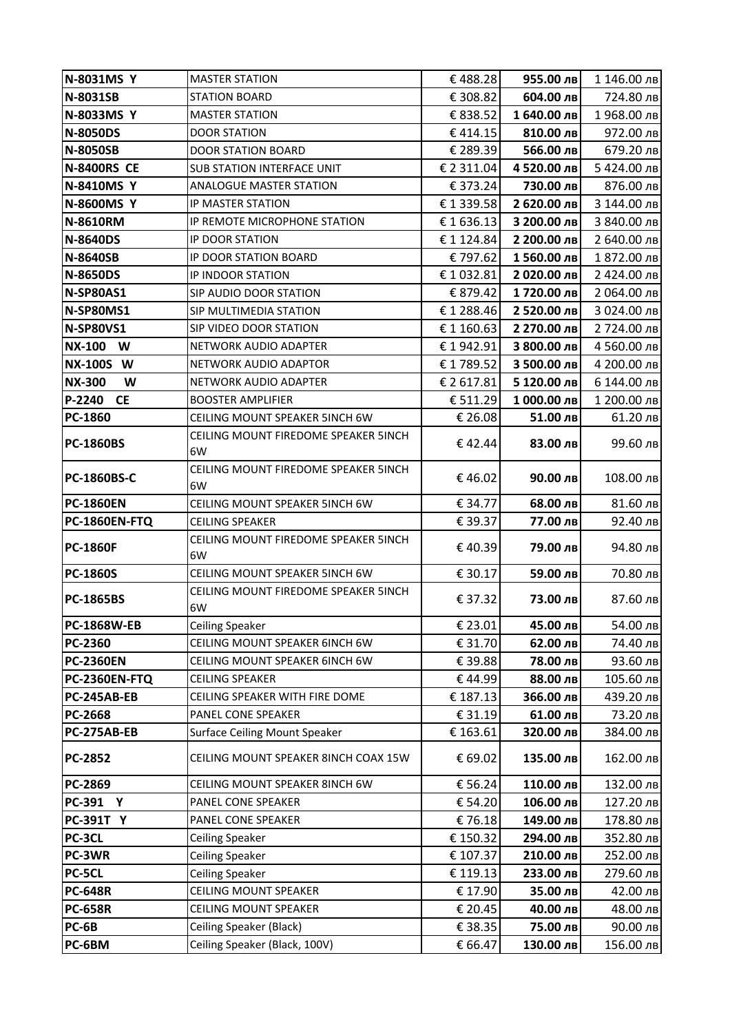| N-8031MS Y | MASTER STATION | € 488.28 | **955.00 лв** | 1 146.00 лв |
|---|---|---|---|---|
| **N-8031SB** | STATION BOARD | € 308.82 | **604.00 лв** | 724.80 лв |
| **N-8033MS Y** | MASTER STATION | € 838.52 | **1 640.00 лв** | 1 968.00 лв |
| **N-8050DS** | DOOR STATION | € 414.15 | **810.00 лв** | 972.00 лв |
| **N-8050SB** | DOOR STATION BOARD | € 289.39 | **566.00 лв** | 679.20 лв |
| **N-8400RS CE** | SUB STATION INTERFACE UNIT | € 2 311.04 | **4 520.00 лв** | 5 424.00 лв |
| **N-8410MS Y** | ANALOGUE MASTER STATION | € 373.24 | **730.00 лв** | 876.00 лв |
| **N-8600MS Y** | IP MASTER STATION | € 1 339.58 | **2 620.00 лв** | 3 144.00 лв |
| **N-8610RM** | IP REMOTE MICROPHONE STATION | € 1 636.13 | **3 200.00 лв** | 3 840.00 лв |
| **N-8640DS** | IP DOOR STATION | € 1 124.84 | **2 200.00 лв** | 2 640.00 лв |
| **N-8640SB** | IP DOOR STATION BOARD | € 797.62 | **1 560.00 лв** | 1 872.00 лв |
| **N-8650DS** | IP INDOOR STATION | € 1 032.81 | **2 020.00 лв** | 2 424.00 лв |
| **N-SP80AS1** | SIP AUDIO DOOR STATION | € 879.42 | **1 720.00 лв** | 2 064.00 лв |
| **N-SP80MS1** | SIP MULTIMEDIA STATION | € 1 288.46 | **2 520.00 лв** | 3 024.00 лв |
| **N-SP80VS1** | SIP VIDEO DOOR STATION | € 1 160.63 | **2 270.00 лв** | 2 724.00 лв |
| **NX-100 W** | NETWORK AUDIO ADAPTER | € 1 942.91 | **3 800.00 лв** | 4 560.00 лв |
| **NX-100S W** | NETWORK AUDIO ADAPTOR | € 1 789.52 | **3 500.00 лв** | 4 200.00 лв |
| **NX-300 W** | NETWORK AUDIO ADAPTER | € 2 617.81 | **5 120.00 лв** | 6 144.00 лв |
| **P-2240 CE** | BOOSTER AMPLIFIER | € 511.29 | **1 000.00 лв** | 1 200.00 лв |
| **PC-1860** | CEILING MOUNT SPEAKER 5INCH 6W | € 26.08 | **51.00 лв** | 61.20 лв |
| **PC-1860BS** | CEILING MOUNT FIREDOME SPEAKER 5INCH 6W | € 42.44 | **83.00 лв** | 99.60 лв |
| **PC-1860BS-C** | CEILING MOUNT FIREDOME SPEAKER 5INCH 6W | € 46.02 | **90.00 лв** | 108.00 лв |
| **PC-1860EN** | CEILING MOUNT SPEAKER 5INCH 6W | € 34.77 | **68.00 лв** | 81.60 лв |
| **PC-1860EN-FTQ** | CEILING SPEAKER | € 39.37 | **77.00 лв** | 92.40 лв |
| **PC-1860F** | CEILING MOUNT FIREDOME SPEAKER 5INCH 6W | € 40.39 | **79.00 лв** | 94.80 лв |
| **PC-1860S** | CEILING MOUNT SPEAKER 5INCH 6W | € 30.17 | **59.00 лв** | 70.80 лв |
| **PC-1865BS** | CEILING MOUNT FIREDOME SPEAKER 5INCH 6W | € 37.32 | **73.00 лв** | 87.60 лв |
| **PC-1868W-EB** | Ceiling Speaker | € 23.01 | **45.00 лв** | 54.00 лв |
| **PC-2360** | CEILING MOUNT SPEAKER 6INCH 6W | € 31.70 | **62.00 лв** | 74.40 лв |
| **PC-2360EN** | CEILING MOUNT SPEAKER 6INCH 6W | € 39.88 | **78.00 лв** | 93.60 лв |
| **PC-2360EN-FTQ** | CEILING SPEAKER | € 44.99 | **88.00 лв** | 105.60 лв |
| **PC-245AB-EB** | CEILING SPEAKER WITH FIRE DOME | € 187.13 | **366.00 лв** | 439.20 лв |
| **PC-2668** | PANEL CONE SPEAKER | € 31.19 | **61.00 лв** | 73.20 лв |
| **PC-275AB-EB** | Surface Ceiling Mount Speaker | € 163.61 | **320.00 лв** | 384.00 лв |
| **PC-2852** | CEILING MOUNT SPEAKER 8INCH COAX 15W | € 69.02 | **135.00 лв** | 162.00 лв |
| **PC-2869** | CEILING MOUNT SPEAKER 8INCH 6W | € 56.24 | **110.00 лв** | 132.00 лв |
| **PC-391 Y** | PANEL CONE SPEAKER | € 54.20 | **106.00 лв** | 127.20 лв |
| **PC-391T Y** | PANEL CONE SPEAKER | € 76.18 | **149.00 лв** | 178.80 лв |
| **PC-3CL** | Ceiling Speaker | € 150.32 | **294.00 лв** | 352.80 лв |
| **PC-3WR** | Ceiling Speaker | € 107.37 | **210.00 лв** | 252.00 лв |
| **PC-5CL** | Ceiling Speaker | € 119.13 | **233.00 лв** | 279.60 лв |
| **PC-648R** | CEILING MOUNT SPEAKER | € 17.90 | **35.00 лв** | 42.00 лв |
| **PC-658R** | CEILING MOUNT SPEAKER | € 20.45 | **40.00 лв** | 48.00 лв |
| **PC-6B** | Ceiling Speaker (Black) | € 38.35 | **75.00 лв** | 90.00 лв |
| **PC-6BM** | Ceiling Speaker (Black, 100V) | € 66.47 | **130.00 лв** | 156.00 лв |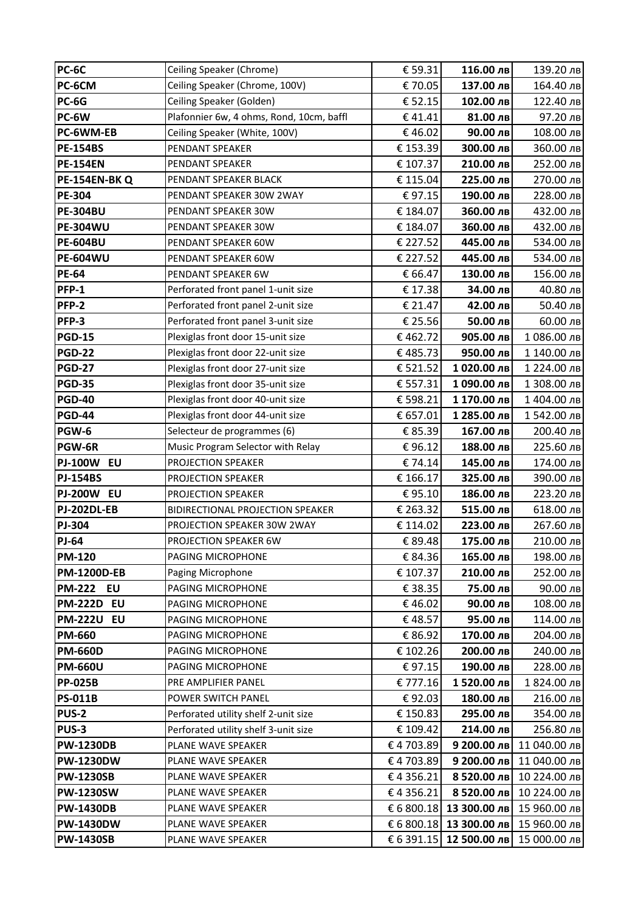| PC-6C | Ceiling Speaker (Chrome) | € 59.31 | 116.00 лв | 139.20 лв |
|---|---|---|---|---|
| PC-6CM | Ceiling Speaker (Chrome, 100V) | € 70.05 | 137.00 лв | 164.40 лв |
| PC-6G | Ceiling Speaker (Golden) | € 52.15 | 102.00 лв | 122.40 лв |
| PC-6W | Plafonnier 6w, 4 ohms, Rond, 10cm, baffl | € 41.41 | 81.00 лв | 97.20 лв |
| PC-6WM-EB | Ceiling Speaker (White, 100V) | € 46.02 | 90.00 лв | 108.00 лв |
| PE-154BS | PENDANT SPEAKER | € 153.39 | 300.00 лв | 360.00 лв |
| PE-154EN | PENDANT SPEAKER | € 107.37 | 210.00 лв | 252.00 лв |
| PE-154EN-BK Q | PENDANT SPEAKER BLACK | € 115.04 | 225.00 лв | 270.00 лв |
| PE-304 | PENDANT SPEAKER 30W 2WAY | € 97.15 | 190.00 лв | 228.00 лв |
| PE-304BU | PENDANT SPEAKER 30W | € 184.07 | 360.00 лв | 432.00 лв |
| PE-304WU | PENDANT SPEAKER 30W | € 184.07 | 360.00 лв | 432.00 лв |
| PE-604BU | PENDANT SPEAKER 60W | € 227.52 | 445.00 лв | 534.00 лв |
| PE-604WU | PENDANT SPEAKER 60W | € 227.52 | 445.00 лв | 534.00 лв |
| PE-64 | PENDANT SPEAKER 6W | € 66.47 | 130.00 лв | 156.00 лв |
| PFP-1 | Perforated front panel 1-unit size | € 17.38 | 34.00 лв | 40.80 лв |
| PFP-2 | Perforated front panel 2-unit size | € 21.47 | 42.00 лв | 50.40 лв |
| PFP-3 | Perforated front panel 3-unit size | € 25.56 | 50.00 лв | 60.00 лв |
| PGD-15 | Plexiglas front door 15-unit size | € 462.72 | 905.00 лв | 1 086.00 лв |
| PGD-22 | Plexiglas front door 22-unit size | € 485.73 | 950.00 лв | 1 140.00 лв |
| PGD-27 | Plexiglas front door 27-unit size | € 521.52 | 1 020.00 лв | 1 224.00 лв |
| PGD-35 | Plexiglas front door 35-unit size | € 557.31 | 1 090.00 лв | 1 308.00 лв |
| PGD-40 | Plexiglas front door 40-unit size | € 598.21 | 1 170.00 лв | 1 404.00 лв |
| PGD-44 | Plexiglas front door 44-unit size | € 657.01 | 1 285.00 лв | 1 542.00 лв |
| PGW-6 | Selecteur de programmes (6) | € 85.39 | 167.00 лв | 200.40 лв |
| PGW-6R | Music Program Selector with Relay | € 96.12 | 188.00 лв | 225.60 лв |
| PJ-100W EU | PROJECTION SPEAKER | € 74.14 | 145.00 лв | 174.00 лв |
| PJ-154BS | PROJECTION SPEAKER | € 166.17 | 325.00 лв | 390.00 лв |
| PJ-200W EU | PROJECTION SPEAKER | € 95.10 | 186.00 лв | 223.20 лв |
| PJ-202DL-EB | BIDIRECTIONAL PROJECTION SPEAKER | € 263.32 | 515.00 лв | 618.00 лв |
| PJ-304 | PROJECTION SPEAKER 30W 2WAY | € 114.02 | 223.00 лв | 267.60 лв |
| PJ-64 | PROJECTION SPEAKER 6W | € 89.48 | 175.00 лв | 210.00 лв |
| PM-120 | PAGING MICROPHONE | € 84.36 | 165.00 лв | 198.00 лв |
| PM-1200D-EB | Paging Microphone | € 107.37 | 210.00 лв | 252.00 лв |
| PM-222 EU | PAGING MICROPHONE | € 38.35 | 75.00 лв | 90.00 лв |
| PM-222D EU | PAGING MICROPHONE | € 46.02 | 90.00 лв | 108.00 лв |
| PM-222U EU | PAGING MICROPHONE | € 48.57 | 95.00 лв | 114.00 лв |
| PM-660 | PAGING MICROPHONE | € 86.92 | 170.00 лв | 204.00 лв |
| PM-660D | PAGING MICROPHONE | € 102.26 | 200.00 лв | 240.00 лв |
| PM-660U | PAGING MICROPHONE | € 97.15 | 190.00 лв | 228.00 лв |
| PP-025B | PRE AMPLIFIER PANEL | € 777.16 | 1 520.00 лв | 1 824.00 лв |
| PS-011B | POWER SWITCH PANEL | € 92.03 | 180.00 лв | 216.00 лв |
| PUS-2 | Perforated utility shelf 2-unit size | € 150.83 | 295.00 лв | 354.00 лв |
| PUS-3 | Perforated utility shelf 3-unit size | € 109.42 | 214.00 лв | 256.80 лв |
| PW-1230DB | PLANE WAVE SPEAKER | € 4 703.89 | 9 200.00 лв | 11 040.00 лв |
| PW-1230DW | PLANE WAVE SPEAKER | € 4 703.89 | 9 200.00 лв | 11 040.00 лв |
| PW-1230SB | PLANE WAVE SPEAKER | € 4 356.21 | 8 520.00 лв | 10 224.00 лв |
| PW-1230SW | PLANE WAVE SPEAKER | € 4 356.21 | 8 520.00 лв | 10 224.00 лв |
| PW-1430DB | PLANE WAVE SPEAKER | € 6 800.18 | 13 300.00 лв | 15 960.00 лв |
| PW-1430DW | PLANE WAVE SPEAKER | € 6 800.18 | 13 300.00 лв | 15 960.00 лв |
| PW-1430SB | PLANE WAVE SPEAKER | € 6 391.15 | 12 500.00 лв | 15 000.00 лв |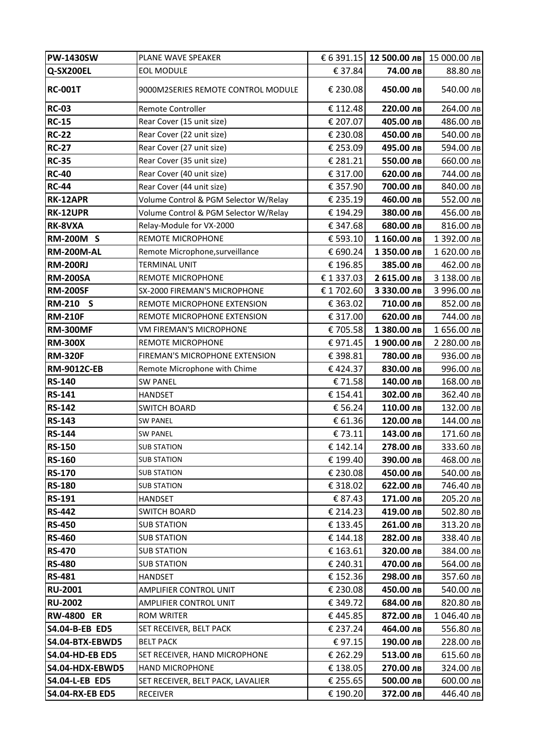| PW-1430SW | PLANE WAVE SPEAKER | € 6 391.15 | **12 500.00 лв** | 15 000.00 лв |
|---|---|---|---|---|
| **Q-SX200EL** | EOL MODULE | € 37.84 | **74.00 лв** | 88.80 лв |
| **RC-001T** | 9000M2SERIES REMOTE CONTROL MODULE | € 230.08 | **450.00 лв** | 540.00 лв |
| **RC-03** | Remote Controller | € 112.48 | **220.00 лв** | 264.00 лв |
| **RC-15** | Rear Cover (15 unit size) | € 207.07 | **405.00 лв** | 486.00 лв |
| **RC-22** | Rear Cover (22 unit size) | € 230.08 | **450.00 лв** | 540.00 лв |
| **RC-27** | Rear Cover (27 unit size) | € 253.09 | **495.00 лв** | 594.00 лв |
| **RC-35** | Rear Cover (35 unit size) | € 281.21 | **550.00 лв** | 660.00 лв |
| **RC-40** | Rear Cover (40 unit size) | € 317.00 | **620.00 лв** | 744.00 лв |
| **RC-44** | Rear Cover (44 unit size) | € 357.90 | **700.00 лв** | 840.00 лв |
| **RK-12APR** | Volume Control & PGM Selector W/Relay | € 235.19 | **460.00 лв** | 552.00 лв |
| **RK-12UPR** | Volume Control & PGM Selector W/Relay | € 194.29 | **380.00 лв** | 456.00 лв |
| **RK-8VXA** | Relay-Module for VX-2000 | € 347.68 | **680.00 лв** | 816.00 лв |
| **RM-200M S** | REMOTE MICROPHONE | € 593.10 | **1 160.00 лв** | 1 392.00 лв |
| **RM-200M-AL** | Remote Microphone,surveillance | € 690.24 | **1 350.00 лв** | 1 620.00 лв |
| **RM-200RJ** | TERMINAL UNIT | € 196.85 | **385.00 лв** | 462.00 лв |
| **RM-200SA** | REMOTE MICROPHONE | € 1 337.03 | **2 615.00 лв** | 3 138.00 лв |
| **RM-200SF** | SX-2000 FIREMAN'S MICROPHONE | € 1 702.60 | **3 330.00 лв** | 3 996.00 лв |
| **RM-210 S** | REMOTE MICROPHONE EXTENSION | € 363.02 | **710.00 лв** | 852.00 лв |
| **RM-210F** | REMOTE MICROPHONE EXTENSION | € 317.00 | **620.00 лв** | 744.00 лв |
| **RM-300MF** | VM FIREMAN'S MICROPHONE | € 705.58 | **1 380.00 лв** | 1 656.00 лв |
| **RM-300X** | REMOTE MICROPHONE | € 971.45 | **1 900.00 лв** | 2 280.00 лв |
| **RM-320F** | FIREMAN'S MICROPHONE EXTENSION | € 398.81 | **780.00 лв** | 936.00 лв |
| **RM-9012C-EB** | Remote Microphone with Chime | € 424.37 | **830.00 лв** | 996.00 лв |
| **RS-140** | SW PANEL | € 71.58 | **140.00 лв** | 168.00 лв |
| **RS-141** | HANDSET | € 154.41 | **302.00 лв** | 362.40 лв |
| **RS-142** | SWITCH BOARD | € 56.24 | **110.00 лв** | 132.00 лв |
| **RS-143** | SW PANEL | € 61.36 | **120.00 лв** | 144.00 лв |
| **RS-144** | SW PANEL | € 73.11 | **143.00 лв** | 171.60 лв |
| **RS-150** | SUB STATION | € 142.14 | **278.00 лв** | 333.60 лв |
| **RS-160** | SUB STATION | € 199.40 | **390.00 лв** | 468.00 лв |
| **RS-170** | SUB STATION | € 230.08 | **450.00 лв** | 540.00 лв |
| **RS-180** | SUB STATION | € 318.02 | **622.00 лв** | 746.40 лв |
| **RS-191** | HANDSET | € 87.43 | **171.00 лв** | 205.20 лв |
| **RS-442** | SWITCH BOARD | € 214.23 | **419.00 лв** | 502.80 лв |
| **RS-450** | SUB STATION | € 133.45 | **261.00 лв** | 313.20 лв |
| **RS-460** | SUB STATION | € 144.18 | **282.00 лв** | 338.40 лв |
| **RS-470** | SUB STATION | € 163.61 | **320.00 лв** | 384.00 лв |
| **RS-480** | SUB STATION | € 240.31 | **470.00 лв** | 564.00 лв |
| **RS-481** | HANDSET | € 152.36 | **298.00 лв** | 357.60 лв |
| **RU-2001** | AMPLIFIER CONTROL UNIT | € 230.08 | **450.00 лв** | 540.00 лв |
| **RU-2002** | AMPLIFIER CONTROL UNIT | € 349.72 | **684.00 лв** | 820.80 лв |
| **RW-4800 ER** | ROM WRITER | € 445.85 | **872.00 лв** | 1 046.40 лв |
| **S4.04-B-EB ED5** | SET RECEIVER, BELT PACK | € 237.24 | **464.00 лв** | 556.80 лв |
| **S4.04-BTX-EBWD5** | BELT PACK | € 97.15 | **190.00 лв** | 228.00 лв |
| **S4.04-HD-EB ED5** | SET RECEIVER, HAND MICROPHONE | € 262.29 | **513.00 лв** | 615.60 лв |
| **S4.04-HDX-EBWD5** | HAND MICROPHONE | € 138.05 | **270.00 лв** | 324.00 лв |
| **S4.04-L-EB ED5** | SET RECEIVER, BELT PACK, LAVALIER | € 255.65 | **500.00 лв** | 600.00 лв |
| **S4.04-RX-EB ED5** | RECEIVER | € 190.20 | **372.00 лв** | 446.40 лв |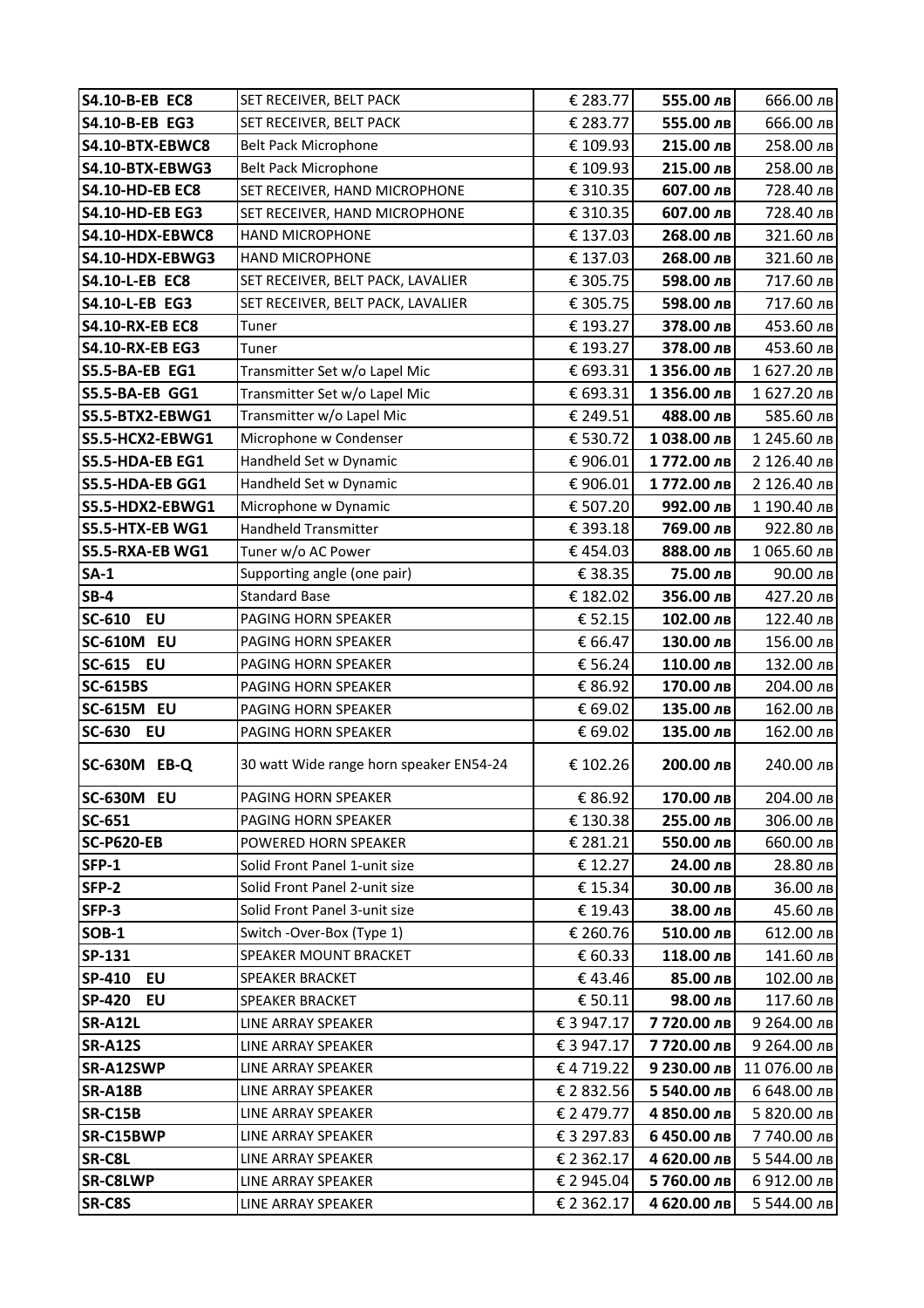| | | | | |
|---|---|---|---|---|
| **S4.10-B-EB EC8** | SET RECEIVER, BELT PACK | € 283.77 | **555.00 лв** | 666.00 лв |
| **S4.10-B-EB EG3** | SET RECEIVER, BELT PACK | € 283.77 | **555.00 лв** | 666.00 лв |
| **S4.10-BTX-EBWC8** | Belt Pack Microphone | € 109.93 | **215.00 лв** | 258.00 лв |
| **S4.10-BTX-EBWG3** | Belt Pack Microphone | € 109.93 | **215.00 лв** | 258.00 лв |
| **S4.10-HD-EB EC8** | SET RECEIVER, HAND MICROPHONE | € 310.35 | **607.00 лв** | 728.40 лв |
| **S4.10-HD-EB EG3** | SET RECEIVER, HAND MICROPHONE | € 310.35 | **607.00 лв** | 728.40 лв |
| **S4.10-HDX-EBWC8** | HAND MICROPHONE | € 137.03 | **268.00 лв** | 321.60 лв |
| **S4.10-HDX-EBWG3** | HAND MICROPHONE | € 137.03 | **268.00 лв** | 321.60 лв |
| **S4.10-L-EB EC8** | SET RECEIVER, BELT PACK, LAVALIER | € 305.75 | **598.00 лв** | 717.60 лв |
| **S4.10-L-EB EG3** | SET RECEIVER, BELT PACK, LAVALIER | € 305.75 | **598.00 лв** | 717.60 лв |
| **S4.10-RX-EB EC8** | Tuner | € 193.27 | **378.00 лв** | 453.60 лв |
| **S4.10-RX-EB EG3** | Tuner | € 193.27 | **378.00 лв** | 453.60 лв |
| **S5.5-BA-EB EG1** | Transmitter Set w/o Lapel Mic | € 693.31 | **1 356.00 лв** | 1 627.20 лв |
| **S5.5-BA-EB GG1** | Transmitter Set w/o Lapel Mic | € 693.31 | **1 356.00 лв** | 1 627.20 лв |
| **S5.5-BTX2-EBWG1** | Transmitter w/o Lapel Mic | € 249.51 | **488.00 лв** | 585.60 лв |
| **S5.5-HCX2-EBWG1** | Microphone w Condenser | € 530.72 | **1 038.00 лв** | 1 245.60 лв |
| **S5.5-HDA-EB EG1** | Handheld Set w Dynamic | € 906.01 | **1 772.00 лв** | 2 126.40 лв |
| **S5.5-HDA-EB GG1** | Handheld Set w Dynamic | € 906.01 | **1 772.00 лв** | 2 126.40 лв |
| **S5.5-HDX2-EBWG1** | Microphone w Dynamic | € 507.20 | **992.00 лв** | 1 190.40 лв |
| **S5.5-HTX-EB WG1** | Handheld Transmitter | € 393.18 | **769.00 лв** | 922.80 лв |
| **S5.5-RXA-EB WG1** | Tuner w/o AC Power | € 454.03 | **888.00 лв** | 1 065.60 лв |
| **SA-1** | Supporting angle (one pair) | € 38.35 | **75.00 лв** | 90.00 лв |
| **SB-4** | Standard Base | € 182.02 | **356.00 лв** | 427.20 лв |
| **SC-610 EU** | PAGING HORN SPEAKER | € 52.15 | **102.00 лв** | 122.40 лв |
| **SC-610M EU** | PAGING HORN SPEAKER | € 66.47 | **130.00 лв** | 156.00 лв |
| **SC-615 EU** | PAGING HORN SPEAKER | € 56.24 | **110.00 лв** | 132.00 лв |
| **SC-615BS** | PAGING HORN SPEAKER | € 86.92 | **170.00 лв** | 204.00 лв |
| **SC-615M EU** | PAGING HORN SPEAKER | € 69.02 | **135.00 лв** | 162.00 лв |
| **SC-630 EU** | PAGING HORN SPEAKER | € 69.02 | **135.00 лв** | 162.00 лв |
| **SC-630M EB-Q** | 30 watt Wide range horn speaker EN54-24 | € 102.26 | **200.00 лв** | 240.00 лв |
| **SC-630M EU** | PAGING HORN SPEAKER | € 86.92 | **170.00 лв** | 204.00 лв |
| **SC-651** | PAGING HORN SPEAKER | € 130.38 | **255.00 лв** | 306.00 лв |
| **SC-P620-EB** | POWERED HORN SPEAKER | € 281.21 | **550.00 лв** | 660.00 лв |
| **SFP-1** | Solid Front Panel 1-unit size | € 12.27 | **24.00 лв** | 28.80 лв |
| **SFP-2** | Solid Front Panel 2-unit size | € 15.34 | **30.00 лв** | 36.00 лв |
| **SFP-3** | Solid Front Panel 3-unit size | € 19.43 | **38.00 лв** | 45.60 лв |
| **SOB-1** | Switch -Over-Box (Type 1) | € 260.76 | **510.00 лв** | 612.00 лв |
| **SP-131** | SPEAKER MOUNT BRACKET | € 60.33 | **118.00 лв** | 141.60 лв |
| **SP-410 EU** | SPEAKER BRACKET | € 43.46 | **85.00 лв** | 102.00 лв |
| **SP-420 EU** | SPEAKER BRACKET | € 50.11 | **98.00 лв** | 117.60 лв |
| **SR-A12L** | LINE ARRAY SPEAKER | € 3 947.17 | **7 720.00 лв** | 9 264.00 лв |
| **SR-A12S** | LINE ARRAY SPEAKER | € 3 947.17 | **7 720.00 лв** | 9 264.00 лв |
| **SR-A12SWP** | LINE ARRAY SPEAKER | € 4 719.22 | **9 230.00 лв** | 11 076.00 лв |
| **SR-A18B** | LINE ARRAY SPEAKER | € 2 832.56 | **5 540.00 лв** | 6 648.00 лв |
| **SR-C15B** | LINE ARRAY SPEAKER | € 2 479.77 | **4 850.00 лв** | 5 820.00 лв |
| **SR-C15BWP** | LINE ARRAY SPEAKER | € 3 297.83 | **6 450.00 лв** | 7 740.00 лв |
| **SR-C8L** | LINE ARRAY SPEAKER | € 2 362.17 | **4 620.00 лв** | 5 544.00 лв |
| **SR-C8LWP** | LINE ARRAY SPEAKER | € 2 945.04 | **5 760.00 лв** | 6 912.00 лв |
| **SR-C8S** | LINE ARRAY SPEAKER | € 2 362.17 | **4 620.00 лв** | 5 544.00 лв |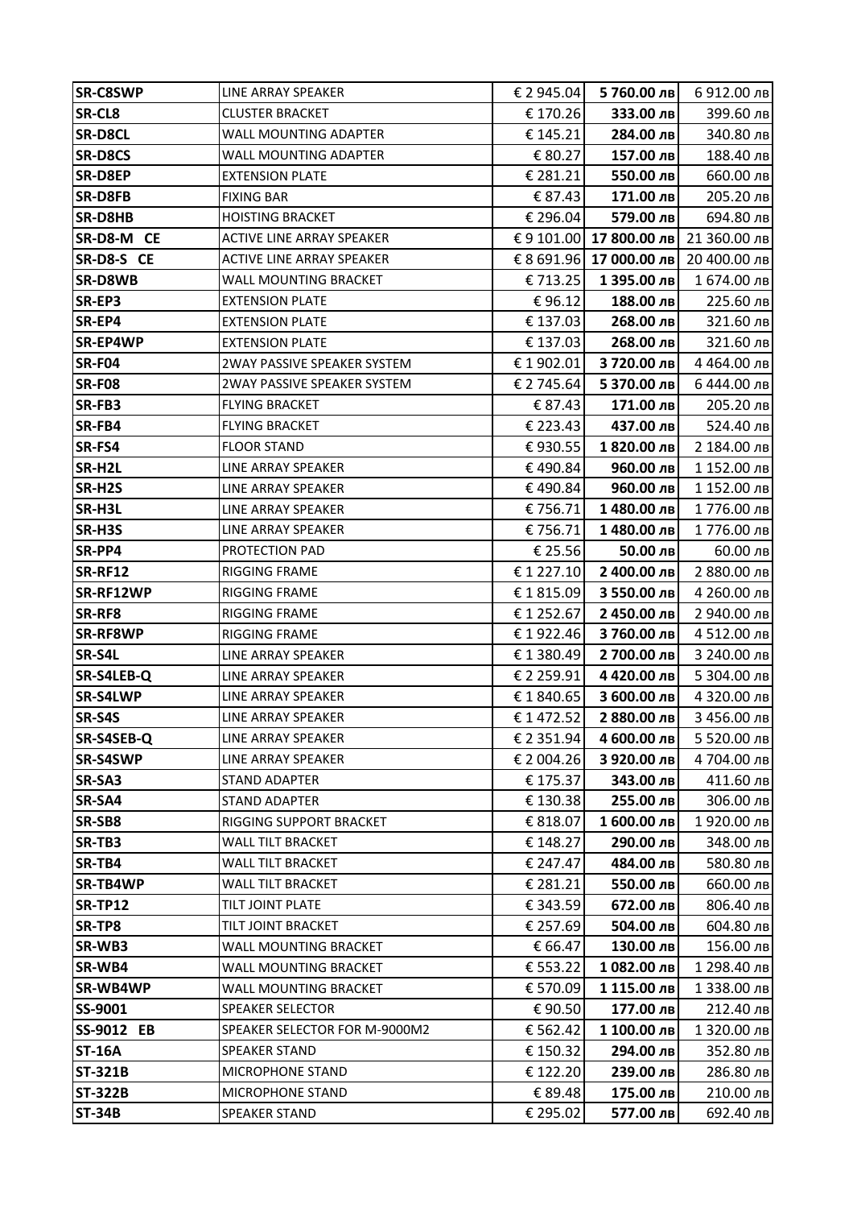| SR-C8SWP | LINE ARRAY SPEAKER | € 2 945.04 | **5 760.00 лв** | 6 912.00 лв |
|---|---|---|---|---|
| **SR-CL8** | CLUSTER BRACKET | € 170.26 | **333.00 лв** | 399.60 лв |
| **SR-D8CL** | WALL MOUNTING ADAPTER | € 145.21 | **284.00 лв** | 340.80 лв |
| **SR-D8CS** | WALL MOUNTING ADAPTER | € 80.27 | **157.00 лв** | 188.40 лв |
| **SR-D8EP** | EXTENSION PLATE | € 281.21 | **550.00 лв** | 660.00 лв |
| **SR-D8FB** | FIXING BAR | € 87.43 | **171.00 лв** | 205.20 лв |
| **SR-D8HB** | HOISTING BRACKET | € 296.04 | **579.00 лв** | 694.80 лв |
| **SR-D8-M CE** | ACTIVE LINE ARRAY SPEAKER | € 9 101.00 | **17 800.00 лв** | 21 360.00 лв |
| **SR-D8-S CE** | ACTIVE LINE ARRAY SPEAKER | € 8 691.96 | **17 000.00 лв** | 20 400.00 лв |
| **SR-D8WB** | WALL MOUNTING BRACKET | € 713.25 | **1 395.00 лв** | 1 674.00 лв |
| **SR-EP3** | EXTENSION PLATE | € 96.12 | **188.00 лв** | 225.60 лв |
| **SR-EP4** | EXTENSION PLATE | € 137.03 | **268.00 лв** | 321.60 лв |
| **SR-EP4WP** | EXTENSION PLATE | € 137.03 | **268.00 лв** | 321.60 лв |
| **SR-F04** | 2WAY PASSIVE SPEAKER SYSTEM | € 1 902.01 | **3 720.00 лв** | 4 464.00 лв |
| **SR-F08** | 2WAY PASSIVE SPEAKER SYSTEM | € 2 745.64 | **5 370.00 лв** | 6 444.00 лв |
| **SR-FB3** | FLYING BRACKET | € 87.43 | **171.00 лв** | 205.20 лв |
| **SR-FB4** | FLYING BRACKET | € 223.43 | **437.00 лв** | 524.40 лв |
| **SR-FS4** | FLOOR STAND | € 930.55 | **1 820.00 лв** | 2 184.00 лв |
| **SR-H2L** | LINE ARRAY SPEAKER | € 490.84 | **960.00 лв** | 1 152.00 лв |
| **SR-H2S** | LINE ARRAY SPEAKER | € 490.84 | **960.00 лв** | 1 152.00 лв |
| **SR-H3L** | LINE ARRAY SPEAKER | € 756.71 | **1 480.00 лв** | 1 776.00 лв |
| **SR-H3S** | LINE ARRAY SPEAKER | € 756.71 | **1 480.00 лв** | 1 776.00 лв |
| **SR-PP4** | PROTECTION PAD | € 25.56 | **50.00 лв** | 60.00 лв |
| **SR-RF12** | RIGGING FRAME | € 1 227.10 | **2 400.00 лв** | 2 880.00 лв |
| **SR-RF12WP** | RIGGING FRAME | € 1 815.09 | **3 550.00 лв** | 4 260.00 лв |
| **SR-RF8** | RIGGING FRAME | € 1 252.67 | **2 450.00 лв** | 2 940.00 лв |
| **SR-RF8WP** | RIGGING FRAME | € 1 922.46 | **3 760.00 лв** | 4 512.00 лв |
| **SR-S4L** | LINE ARRAY SPEAKER | € 1 380.49 | **2 700.00 лв** | 3 240.00 лв |
| **SR-S4LEB-Q** | LINE ARRAY SPEAKER | € 2 259.91 | **4 420.00 лв** | 5 304.00 лв |
| **SR-S4LWP** | LINE ARRAY SPEAKER | € 1 840.65 | **3 600.00 лв** | 4 320.00 лв |
| **SR-S4S** | LINE ARRAY SPEAKER | € 1 472.52 | **2 880.00 лв** | 3 456.00 лв |
| **SR-S4SEB-Q** | LINE ARRAY SPEAKER | € 2 351.94 | **4 600.00 лв** | 5 520.00 лв |
| **SR-S4SWP** | LINE ARRAY SPEAKER | € 2 004.26 | **3 920.00 лв** | 4 704.00 лв |
| **SR-SA3** | STAND ADAPTER | € 175.37 | **343.00 лв** | 411.60 лв |
| **SR-SA4** | STAND ADAPTER | € 130.38 | **255.00 лв** | 306.00 лв |
| **SR-SB8** | RIGGING SUPPORT BRACKET | € 818.07 | **1 600.00 лв** | 1 920.00 лв |
| **SR-TB3** | WALL TILT BRACKET | € 148.27 | **290.00 лв** | 348.00 лв |
| **SR-TB4** | WALL TILT BRACKET | € 247.47 | **484.00 лв** | 580.80 лв |
| **SR-TB4WP** | WALL TILT BRACKET | € 281.21 | **550.00 лв** | 660.00 лв |
| **SR-TP12** | TILT JOINT PLATE | € 343.59 | **672.00 лв** | 806.40 лв |
| **SR-TP8** | TILT JOINT BRACKET | € 257.69 | **504.00 лв** | 604.80 лв |
| **SR-WB3** | WALL MOUNTING BRACKET | € 66.47 | **130.00 лв** | 156.00 лв |
| **SR-WB4** | WALL MOUNTING BRACKET | € 553.22 | **1 082.00 лв** | 1 298.40 лв |
| **SR-WB4WP** | WALL MOUNTING BRACKET | € 570.09 | **1 115.00 лв** | 1 338.00 лв |
| **SS-9001** | SPEAKER SELECTOR | € 90.50 | **177.00 лв** | 212.40 лв |
| **SS-9012 EB** | SPEAKER SELECTOR FOR M-9000M2 | € 562.42 | **1 100.00 лв** | 1 320.00 лв |
| **ST-16A** | SPEAKER STAND | € 150.32 | **294.00 лв** | 352.80 лв |
| **ST-321B** | MICROPHONE STAND | € 122.20 | **239.00 лв** | 286.80 лв |
| **ST-322B** | MICROPHONE STAND | € 89.48 | **175.00 лв** | 210.00 лв |
| **ST-34B** | SPEAKER STAND | € 295.02 | **577.00 лв** | 692.40 лв |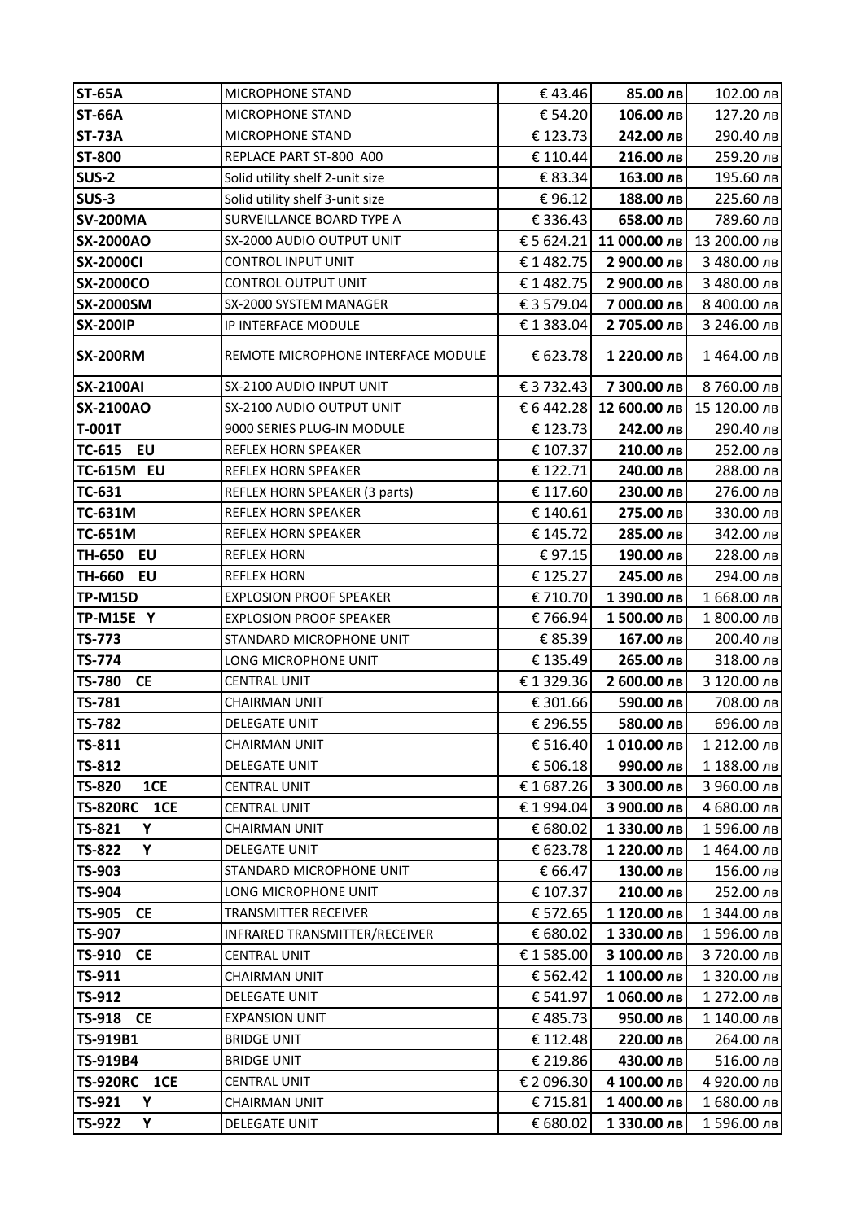| ST-65A | MICROPHONE STAND | € 43.46 | 85.00 лв | 102.00 лв |
|---|---|---|---|---|
| ST-66A | MICROPHONE STAND | € 54.20 | 106.00 лв | 127.20 лв |
| ST-73A | MICROPHONE STAND | € 123.73 | 242.00 лв | 290.40 лв |
| ST-800 | REPLACE PART ST-800 A00 | € 110.44 | 216.00 лв | 259.20 лв |
| SUS-2 | Solid utility shelf 2-unit size | € 83.34 | 163.00 лв | 195.60 лв |
| SUS-3 | Solid utility shelf 3-unit size | € 96.12 | 188.00 лв | 225.60 лв |
| SV-200MA | SURVEILLANCE BOARD TYPE A | € 336.43 | 658.00 лв | 789.60 лв |
| SX-2000AO | SX-2000 AUDIO OUTPUT UNIT | € 5 624.21 | 11 000.00 лв | 13 200.00 лв |
| SX-2000CI | CONTROL INPUT UNIT | € 1 482.75 | 2 900.00 лв | 3 480.00 лв |
| SX-2000CO | CONTROL OUTPUT UNIT | € 1 482.75 | 2 900.00 лв | 3 480.00 лв |
| SX-2000SM | SX-2000 SYSTEM MANAGER | € 3 579.04 | 7 000.00 лв | 8 400.00 лв |
| SX-200IP | IP INTERFACE MODULE | € 1 383.04 | 2 705.00 лв | 3 246.00 лв |
| SX-200RM | REMOTE MICROPHONE INTERFACE MODULE | € 623.78 | 1 220.00 лв | 1 464.00 лв |
| SX-2100AI | SX-2100 AUDIO INPUT UNIT | € 3 732.43 | 7 300.00 лв | 8 760.00 лв |
| SX-2100AO | SX-2100 AUDIO OUTPUT UNIT | € 6 442.28 | 12 600.00 лв | 15 120.00 лв |
| T-001T | 9000 SERIES PLUG-IN MODULE | € 123.73 | 242.00 лв | 290.40 лв |
| TC-615 EU | REFLEX HORN SPEAKER | € 107.37 | 210.00 лв | 252.00 лв |
| TC-615M EU | REFLEX HORN SPEAKER | € 122.71 | 240.00 лв | 288.00 лв |
| TC-631 | REFLEX HORN SPEAKER (3 parts) | € 117.60 | 230.00 лв | 276.00 лв |
| TC-631M | REFLEX HORN SPEAKER | € 140.61 | 275.00 лв | 330.00 лв |
| TC-651M | REFLEX HORN SPEAKER | € 145.72 | 285.00 лв | 342.00 лв |
| TH-650 EU | REFLEX HORN | € 97.15 | 190.00 лв | 228.00 лв |
| TH-660 EU | REFLEX HORN | € 125.27 | 245.00 лв | 294.00 лв |
| TP-M15D | EXPLOSION PROOF SPEAKER | € 710.70 | 1 390.00 лв | 1 668.00 лв |
| TP-M15E Y | EXPLOSION PROOF SPEAKER | € 766.94 | 1 500.00 лв | 1 800.00 лв |
| TS-773 | STANDARD MICROPHONE UNIT | € 85.39 | 167.00 лв | 200.40 лв |
| TS-774 | LONG MICROPHONE UNIT | € 135.49 | 265.00 лв | 318.00 лв |
| TS-780 CE | CENTRAL UNIT | € 1 329.36 | 2 600.00 лв | 3 120.00 лв |
| TS-781 | CHAIRMAN UNIT | € 301.66 | 590.00 лв | 708.00 лв |
| TS-782 | DELEGATE UNIT | € 296.55 | 580.00 лв | 696.00 лв |
| TS-811 | CHAIRMAN UNIT | € 516.40 | 1 010.00 лв | 1 212.00 лв |
| TS-812 | DELEGATE UNIT | € 506.18 | 990.00 лв | 1 188.00 лв |
| TS-820 1CE | CENTRAL UNIT | € 1 687.26 | 3 300.00 лв | 3 960.00 лв |
| TS-820RC 1CE | CENTRAL UNIT | € 1 994.04 | 3 900.00 лв | 4 680.00 лв |
| TS-821 Y | CHAIRMAN UNIT | € 680.02 | 1 330.00 лв | 1 596.00 лв |
| TS-822 Y | DELEGATE UNIT | € 623.78 | 1 220.00 лв | 1 464.00 лв |
| TS-903 | STANDARD MICROPHONE UNIT | € 66.47 | 130.00 лв | 156.00 лв |
| TS-904 | LONG MICROPHONE UNIT | € 107.37 | 210.00 лв | 252.00 лв |
| TS-905 CE | TRANSMITTER RECEIVER | € 572.65 | 1 120.00 лв | 1 344.00 лв |
| TS-907 | INFRARED TRANSMITTER/RECEIVER | € 680.02 | 1 330.00 лв | 1 596.00 лв |
| TS-910 CE | CENTRAL UNIT | € 1 585.00 | 3 100.00 лв | 3 720.00 лв |
| TS-911 | CHAIRMAN UNIT | € 562.42 | 1 100.00 лв | 1 320.00 лв |
| TS-912 | DELEGATE UNIT | € 541.97 | 1 060.00 лв | 1 272.00 лв |
| TS-918 CE | EXPANSION UNIT | € 485.73 | 950.00 лв | 1 140.00 лв |
| TS-919B1 | BRIDGE UNIT | € 112.48 | 220.00 лв | 264.00 лв |
| TS-919B4 | BRIDGE UNIT | € 219.86 | 430.00 лв | 516.00 лв |
| TS-920RC 1CE | CENTRAL UNIT | € 2 096.30 | 4 100.00 лв | 4 920.00 лв |
| TS-921 Y | CHAIRMAN UNIT | € 715.81 | 1 400.00 лв | 1 680.00 лв |
| TS-922 Y | DELEGATE UNIT | € 680.02 | 1 330.00 лв | 1 596.00 лв |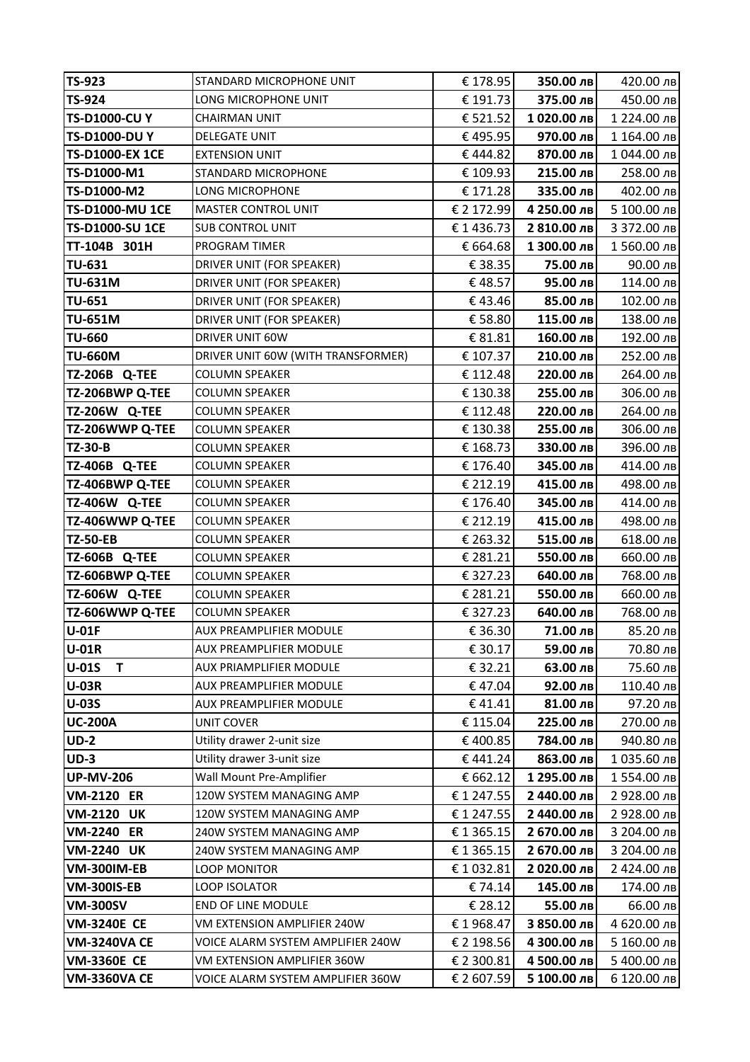| TS-923 | STANDARD MICROPHONE UNIT | € 178.95 | **350.00 лв** | 420.00 лв |
|---|---|---|---|---|
| **TS-924** | LONG MICROPHONE UNIT | € 191.73 | **375.00 лв** | 450.00 лв |
| **TS-D1000-CU Y** | CHAIRMAN UNIT | € 521.52 | **1 020.00 лв** | 1 224.00 лв |
| **TS-D1000-DU Y** | DELEGATE UNIT | € 495.95 | **970.00 лв** | 1 164.00 лв |
| **TS-D1000-EX 1CE** | EXTENSION UNIT | € 444.82 | **870.00 лв** | 1 044.00 лв |
| **TS-D1000-M1** | STANDARD MICROPHONE | € 109.93 | **215.00 лв** | 258.00 лв |
| **TS-D1000-M2** | LONG MICROPHONE | € 171.28 | **335.00 лв** | 402.00 лв |
| **TS-D1000-MU 1CE** | MASTER CONTROL UNIT | € 2 172.99 | **4 250.00 лв** | 5 100.00 лв |
| **TS-D1000-SU 1CE** | SUB CONTROL UNIT | € 1 436.73 | **2 810.00 лв** | 3 372.00 лв |
| **TT-104B 301H** | PROGRAM TIMER | € 664.68 | **1 300.00 лв** | 1 560.00 лв |
| **TU-631** | DRIVER UNIT (FOR SPEAKER) | € 38.35 | **75.00 лв** | 90.00 лв |
| **TU-631M** | DRIVER UNIT (FOR SPEAKER) | € 48.57 | **95.00 лв** | 114.00 лв |
| **TU-651** | DRIVER UNIT (FOR SPEAKER) | € 43.46 | **85.00 лв** | 102.00 лв |
| **TU-651M** | DRIVER UNIT (FOR SPEAKER) | € 58.80 | **115.00 лв** | 138.00 лв |
| **TU-660** | DRIVER UNIT 60W | € 81.81 | **160.00 лв** | 192.00 лв |
| **TU-660M** | DRIVER UNIT 60W (WITH TRANSFORMER) | € 107.37 | **210.00 лв** | 252.00 лв |
| **TZ-206B Q-TEE** | COLUMN SPEAKER | € 112.48 | **220.00 лв** | 264.00 лв |
| **TZ-206BWP Q-TEE** | COLUMN SPEAKER | € 130.38 | **255.00 лв** | 306.00 лв |
| **TZ-206W Q-TEE** | COLUMN SPEAKER | € 112.48 | **220.00 лв** | 264.00 лв |
| **TZ-206WWP Q-TEE** | COLUMN SPEAKER | € 130.38 | **255.00 лв** | 306.00 лв |
| **TZ-30-B** | COLUMN SPEAKER | € 168.73 | **330.00 лв** | 396.00 лв |
| **TZ-406B Q-TEE** | COLUMN SPEAKER | € 176.40 | **345.00 лв** | 414.00 лв |
| **TZ-406BWP Q-TEE** | COLUMN SPEAKER | € 212.19 | **415.00 лв** | 498.00 лв |
| **TZ-406W Q-TEE** | COLUMN SPEAKER | € 176.40 | **345.00 лв** | 414.00 лв |
| **TZ-406WWP Q-TEE** | COLUMN SPEAKER | € 212.19 | **415.00 лв** | 498.00 лв |
| **TZ-50-EB** | COLUMN SPEAKER | € 263.32 | **515.00 лв** | 618.00 лв |
| **TZ-606B Q-TEE** | COLUMN SPEAKER | € 281.21 | **550.00 лв** | 660.00 лв |
| **TZ-606BWP Q-TEE** | COLUMN SPEAKER | € 327.23 | **640.00 лв** | 768.00 лв |
| **TZ-606W Q-TEE** | COLUMN SPEAKER | € 281.21 | **550.00 лв** | 660.00 лв |
| **TZ-606WWP Q-TEE** | COLUMN SPEAKER | € 327.23 | **640.00 лв** | 768.00 лв |
| **U-01F** | AUX PREAMPLIFIER MODULE | € 36.30 | **71.00 лв** | 85.20 лв |
| **U-01R** | AUX PREAMPLIFIER MODULE | € 30.17 | **59.00 лв** | 70.80 лв |
| **U-01S T** | AUX PRIAMPLIFIER MODULE | € 32.21 | **63.00 лв** | 75.60 лв |
| **U-03R** | AUX PREAMPLIFIER MODULE | € 47.04 | **92.00 лв** | 110.40 лв |
| **U-03S** | AUX PREAMPLIFIER MODULE | € 41.41 | **81.00 лв** | 97.20 лв |
| **UC-200A** | UNIT COVER | € 115.04 | **225.00 лв** | 270.00 лв |
| **UD-2** | Utility drawer 2-unit size | € 400.85 | **784.00 лв** | 940.80 лв |
| **UD-3** | Utility drawer 3-unit size | € 441.24 | **863.00 лв** | 1 035.60 лв |
| **UP-MV-206** | Wall Mount Pre-Amplifier | € 662.12 | **1 295.00 лв** | 1 554.00 лв |
| **VM-2120 ER** | 120W SYSTEM MANAGING AMP | € 1 247.55 | **2 440.00 лв** | 2 928.00 лв |
| **VM-2120 UK** | 120W SYSTEM MANAGING AMP | € 1 247.55 | **2 440.00 лв** | 2 928.00 лв |
| **VM-2240 ER** | 240W SYSTEM MANAGING AMP | € 1 365.15 | **2 670.00 лв** | 3 204.00 лв |
| **VM-2240 UK** | 240W SYSTEM MANAGING AMP | € 1 365.15 | **2 670.00 лв** | 3 204.00 лв |
| **VM-300IM-EB** | LOOP MONITOR | € 1 032.81 | **2 020.00 лв** | 2 424.00 лв |
| **VM-300IS-EB** | LOOP ISOLATOR | € 74.14 | **145.00 лв** | 174.00 лв |
| **VM-300SV** | END OF LINE MODULE | € 28.12 | **55.00 лв** | 66.00 лв |
| **VM-3240E CE** | VM EXTENSION AMPLIFIER 240W | € 1 968.47 | **3 850.00 лв** | 4 620.00 лв |
| **VM-3240VA CE** | VOICE ALARM SYSTEM AMPLIFIER 240W | € 2 198.56 | **4 300.00 лв** | 5 160.00 лв |
| **VM-3360E CE** | VM EXTENSION AMPLIFIER 360W | € 2 300.81 | **4 500.00 лв** | 5 400.00 лв |
| **VM-3360VA CE** | VOICE ALARM SYSTEM AMPLIFIER 360W | € 2 607.59 | **5 100.00 лв** | 6 120.00 лв |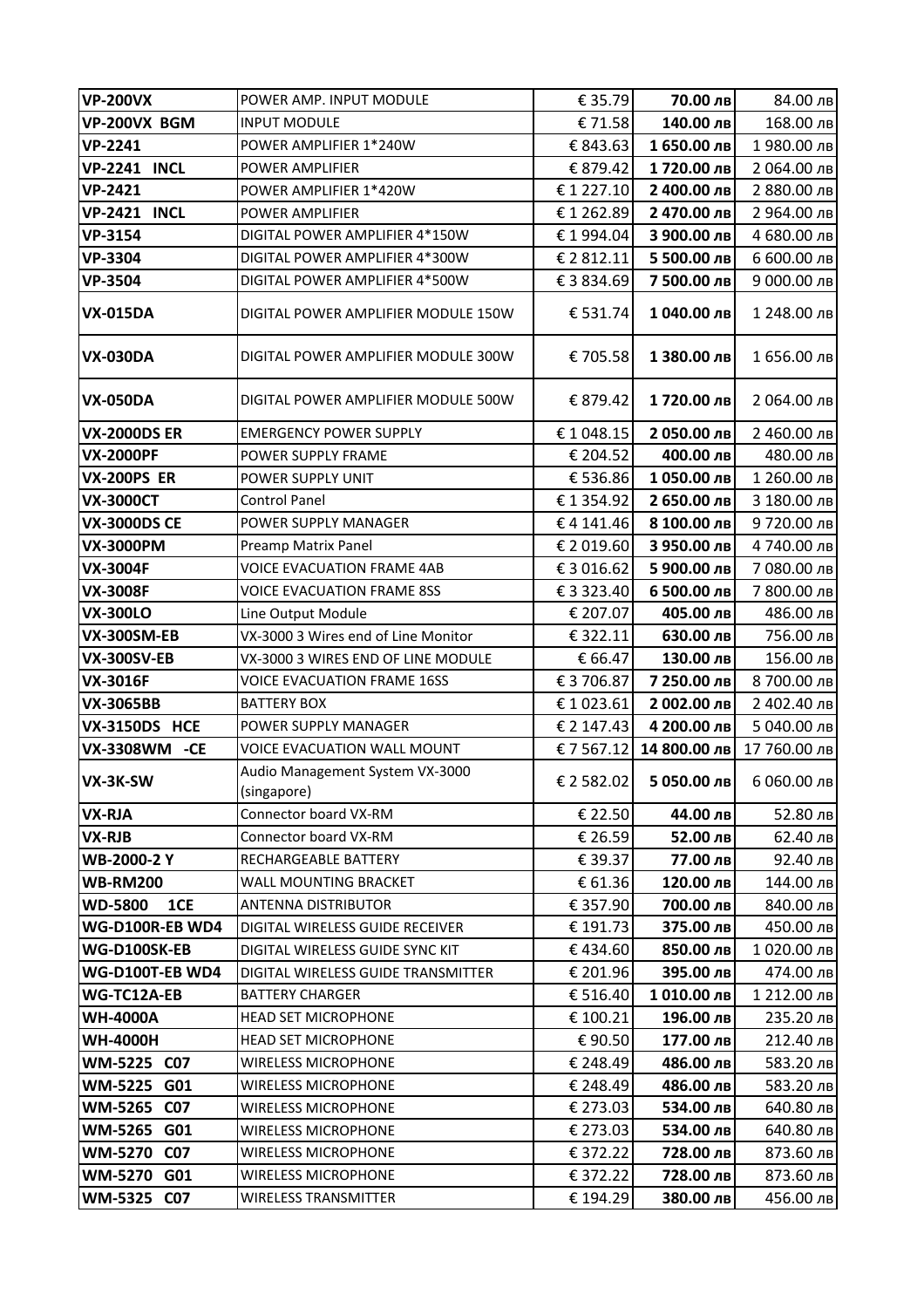| | | | | |
|---|---|---|---|---|
| **VP-200VX** | POWER AMP. INPUT MODULE | € 35.79 | **70.00 лв** | 84.00 лв |
| **VP-200VX BGM** | INPUT MODULE | € 71.58 | **140.00 лв** | 168.00 лв |
| **VP-2241** | POWER AMPLIFIER 1*240W | € 843.63 | **1 650.00 лв** | 1 980.00 лв |
| **VP-2241 INCL** | POWER AMPLIFIER | € 879.42 | **1 720.00 лв** | 2 064.00 лв |
| **VP-2421** | POWER AMPLIFIER 1*420W | € 1 227.10 | **2 400.00 лв** | 2 880.00 лв |
| **VP-2421 INCL** | POWER AMPLIFIER | € 1 262.89 | **2 470.00 лв** | 2 964.00 лв |
| **VP-3154** | DIGITAL POWER AMPLIFIER 4*150W | € 1 994.04 | **3 900.00 лв** | 4 680.00 лв |
| **VP-3304** | DIGITAL POWER AMPLIFIER 4*300W | € 2 812.11 | **5 500.00 лв** | 6 600.00 лв |
| **VP-3504** | DIGITAL POWER AMPLIFIER 4*500W | € 3 834.69 | **7 500.00 лв** | 9 000.00 лв |
| **VX-015DA** | DIGITAL POWER AMPLIFIER MODULE 150W | € 531.74 | **1 040.00 лв** | 1 248.00 лв |
| **VX-030DA** | DIGITAL POWER AMPLIFIER MODULE 300W | € 705.58 | **1 380.00 лв** | 1 656.00 лв |
| **VX-050DA** | DIGITAL POWER AMPLIFIER MODULE 500W | € 879.42 | **1 720.00 лв** | 2 064.00 лв |
| **VX-2000DS ER** | EMERGENCY POWER SUPPLY | € 1 048.15 | **2 050.00 лв** | 2 460.00 лв |
| **VX-2000PF** | POWER SUPPLY FRAME | € 204.52 | **400.00 лв** | 480.00 лв |
| **VX-200PS ER** | POWER SUPPLY UNIT | € 536.86 | **1 050.00 лв** | 1 260.00 лв |
| **VX-3000CT** | Control Panel | € 1 354.92 | **2 650.00 лв** | 3 180.00 лв |
| **VX-3000DS CE** | POWER SUPPLY MANAGER | € 4 141.46 | **8 100.00 лв** | 9 720.00 лв |
| **VX-3000PM** | Preamp Matrix Panel | € 2 019.60 | **3 950.00 лв** | 4 740.00 лв |
| **VX-3004F** | VOICE EVACUATION FRAME 4AB | € 3 016.62 | **5 900.00 лв** | 7 080.00 лв |
| **VX-3008F** | VOICE EVACUATION FRAME 8SS | € 3 323.40 | **6 500.00 лв** | 7 800.00 лв |
| **VX-300LO** | Line Output Module | € 207.07 | **405.00 лв** | 486.00 лв |
| **VX-300SM-EB** | VX-3000 3 Wires end of Line Monitor | € 322.11 | **630.00 лв** | 756.00 лв |
| **VX-300SV-EB** | VX-3000 3 WIRES END OF LINE MODULE | € 66.47 | **130.00 лв** | 156.00 лв |
| **VX-3016F** | VOICE EVACUATION FRAME 16SS | € 3 706.87 | **7 250.00 лв** | 8 700.00 лв |
| **VX-3065BB** | BATTERY BOX | € 1 023.61 | **2 002.00 лв** | 2 402.40 лв |
| **VX-3150DS HCE** | POWER SUPPLY MANAGER | € 2 147.43 | **4 200.00 лв** | 5 040.00 лв |
| **VX-3308WM -CE** | VOICE EVACUATION WALL MOUNT | € 7 567.12 | **14 800.00 лв** | 17 760.00 лв |
| **VX-3K-SW** | Audio Management System VX-3000 (singapore) | € 2 582.02 | **5 050.00 лв** | 6 060.00 лв |
| **VX-RJA** | Connector board VX-RM | € 22.50 | **44.00 лв** | 52.80 лв |
| **VX-RJB** | Connector board VX-RM | € 26.59 | **52.00 лв** | 62.40 лв |
| **WB-2000-2 Y** | RECHARGEABLE BATTERY | € 39.37 | **77.00 лв** | 92.40 лв |
| **WB-RM200** | WALL MOUNTING BRACKET | € 61.36 | **120.00 лв** | 144.00 лв |
| **WD-5800 1CE** | ANTENNA DISTRIBUTOR | € 357.90 | **700.00 лв** | 840.00 лв |
| **WG-D100R-EB WD4** | DIGITAL WIRELESS GUIDE RECEIVER | € 191.73 | **375.00 лв** | 450.00 лв |
| **WG-D100SK-EB** | DIGITAL WIRELESS GUIDE SYNC KIT | € 434.60 | **850.00 лв** | 1 020.00 лв |
| **WG-D100T-EB WD4** | DIGITAL WIRELESS GUIDE TRANSMITTER | € 201.96 | **395.00 лв** | 474.00 лв |
| **WG-TC12A-EB** | BATTERY CHARGER | € 516.40 | **1 010.00 лв** | 1 212.00 лв |
| **WH-4000A** | HEAD SET MICROPHONE | € 100.21 | **196.00 лв** | 235.20 лв |
| **WH-4000H** | HEAD SET MICROPHONE | € 90.50 | **177.00 лв** | 212.40 лв |
| **WM-5225 C07** | WIRELESS MICROPHONE | € 248.49 | **486.00 лв** | 583.20 лв |
| **WM-5225 G01** | WIRELESS MICROPHONE | € 248.49 | **486.00 лв** | 583.20 лв |
| **WM-5265 C07** | WIRELESS MICROPHONE | € 273.03 | **534.00 лв** | 640.80 лв |
| **WM-5265 G01** | WIRELESS MICROPHONE | € 273.03 | **534.00 лв** | 640.80 лв |
| **WM-5270 C07** | WIRELESS MICROPHONE | € 372.22 | **728.00 лв** | 873.60 лв |
| **WM-5270 G01** | WIRELESS MICROPHONE | € 372.22 | **728.00 лв** | 873.60 лв |
| **WM-5325 C07** | WIRELESS TRANSMITTER | € 194.29 | **380.00 лв** | 456.00 лв |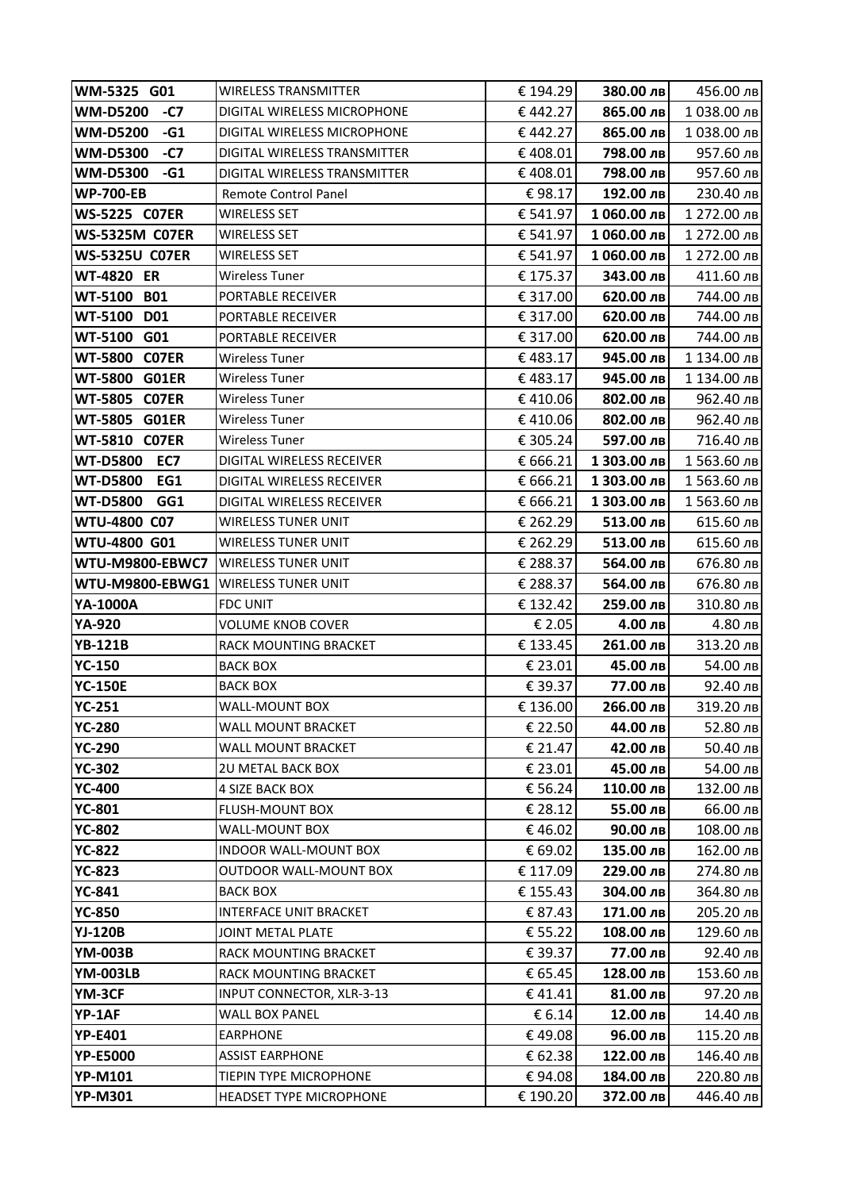| | | | | |
|---|---|---|---|---|
| **WM-5325 G01** | WIRELESS TRANSMITTER | € 194.29 | **380.00 лв** | 456.00 лв |
| **WM-D5200 -C7** | DIGITAL WIRELESS MICROPHONE | € 442.27 | **865.00 лв** | 1 038.00 лв |
| **WM-D5200 -G1** | DIGITAL WIRELESS MICROPHONE | € 442.27 | **865.00 лв** | 1 038.00 лв |
| **WM-D5300 -C7** | DIGITAL WIRELESS TRANSMITTER | € 408.01 | **798.00 лв** | 957.60 лв |
| **WM-D5300 -G1** | DIGITAL WIRELESS TRANSMITTER | € 408.01 | **798.00 лв** | 957.60 лв |
| **WP-700-EB** | Remote Control Panel | € 98.17 | **192.00 лв** | 230.40 лв |
| **WS-5225 C07ER** | WIRELESS SET | € 541.97 | **1 060.00 лв** | 1 272.00 лв |
| **WS-5325M C07ER** | WIRELESS SET | € 541.97 | **1 060.00 лв** | 1 272.00 лв |
| **WS-5325U C07ER** | WIRELESS SET | € 541.97 | **1 060.00 лв** | 1 272.00 лв |
| **WT-4820 ER** | Wireless Tuner | € 175.37 | **343.00 лв** | 411.60 лв |
| **WT-5100 B01** | PORTABLE RECEIVER | € 317.00 | **620.00 лв** | 744.00 лв |
| **WT-5100 D01** | PORTABLE RECEIVER | € 317.00 | **620.00 лв** | 744.00 лв |
| **WT-5100 G01** | PORTABLE RECEIVER | € 317.00 | **620.00 лв** | 744.00 лв |
| **WT-5800 C07ER** | Wireless Tuner | € 483.17 | **945.00 лв** | 1 134.00 лв |
| **WT-5800 G01ER** | Wireless Tuner | € 483.17 | **945.00 лв** | 1 134.00 лв |
| **WT-5805 C07ER** | Wireless Tuner | € 410.06 | **802.00 лв** | 962.40 лв |
| **WT-5805 G01ER** | Wireless Tuner | € 410.06 | **802.00 лв** | 962.40 лв |
| **WT-5810 C07ER** | Wireless Tuner | € 305.24 | **597.00 лв** | 716.40 лв |
| **WT-D5800 EC7** | DIGITAL WIRELESS RECEIVER | € 666.21 | **1 303.00 лв** | 1 563.60 лв |
| **WT-D5800 EG1** | DIGITAL WIRELESS RECEIVER | € 666.21 | **1 303.00 лв** | 1 563.60 лв |
| **WT-D5800 GG1** | DIGITAL WIRELESS RECEIVER | € 666.21 | **1 303.00 лв** | 1 563.60 лв |
| **WTU-4800 C07** | WIRELESS TUNER UNIT | € 262.29 | **513.00 лв** | 615.60 лв |
| **WTU-4800 G01** | WIRELESS TUNER UNIT | € 262.29 | **513.00 лв** | 615.60 лв |
| **WTU-M9800-EBWC7** | WIRELESS TUNER UNIT | € 288.37 | **564.00 лв** | 676.80 лв |
| **WTU-M9800-EBWG1** | WIRELESS TUNER UNIT | € 288.37 | **564.00 лв** | 676.80 лв |
| **YA-1000A** | FDC UNIT | € 132.42 | **259.00 лв** | 310.80 лв |
| **YA-920** | VOLUME KNOB COVER | € 2.05 | **4.00 лв** | 4.80 лв |
| **YB-121B** | RACK MOUNTING BRACKET | € 133.45 | **261.00 лв** | 313.20 лв |
| **YC-150** | BACK BOX | € 23.01 | **45.00 лв** | 54.00 лв |
| **YC-150E** | BACK BOX | € 39.37 | **77.00 лв** | 92.40 лв |
| **YC-251** | WALL-MOUNT BOX | € 136.00 | **266.00 лв** | 319.20 лв |
| **YC-280** | WALL MOUNT BRACKET | € 22.50 | **44.00 лв** | 52.80 лв |
| **YC-290** | WALL MOUNT BRACKET | € 21.47 | **42.00 лв** | 50.40 лв |
| **YC-302** | 2U METAL BACK BOX | € 23.01 | **45.00 лв** | 54.00 лв |
| **YC-400** | 4 SIZE BACK BOX | € 56.24 | **110.00 лв** | 132.00 лв |
| **YC-801** | FLUSH-MOUNT BOX | € 28.12 | **55.00 лв** | 66.00 лв |
| **YC-802** | WALL-MOUNT BOX | € 46.02 | **90.00 лв** | 108.00 лв |
| **YC-822** | INDOOR WALL-MOUNT BOX | € 69.02 | **135.00 лв** | 162.00 лв |
| **YC-823** | OUTDOOR WALL-MOUNT BOX | € 117.09 | **229.00 лв** | 274.80 лв |
| **YC-841** | BACK BOX | € 155.43 | **304.00 лв** | 364.80 лв |
| **YC-850** | INTERFACE UNIT BRACKET | € 87.43 | **171.00 лв** | 205.20 лв |
| **YJ-120B** | JOINT METAL PLATE | € 55.22 | **108.00 лв** | 129.60 лв |
| **YM-003B** | RACK MOUNTING BRACKET | € 39.37 | **77.00 лв** | 92.40 лв |
| **YM-003LB** | RACK MOUNTING BRACKET | € 65.45 | **128.00 лв** | 153.60 лв |
| **YM-3CF** | INPUT CONNECTOR, XLR-3-13 | € 41.41 | **81.00 лв** | 97.20 лв |
| **YP-1AF** | WALL BOX PANEL | € 6.14 | **12.00 лв** | 14.40 лв |
| **YP-E401** | EARPHONE | € 49.08 | **96.00 лв** | 115.20 лв |
| **YP-E5000** | ASSIST EARPHONE | € 62.38 | **122.00 лв** | 146.40 лв |
| **YP-M101** | TIEPIN TYPE MICROPHONE | € 94.08 | **184.00 лв** | 220.80 лв |
| **YP-M301** | HEADSET TYPE MICROPHONE | € 190.20 | **372.00 лв** | 446.40 лв |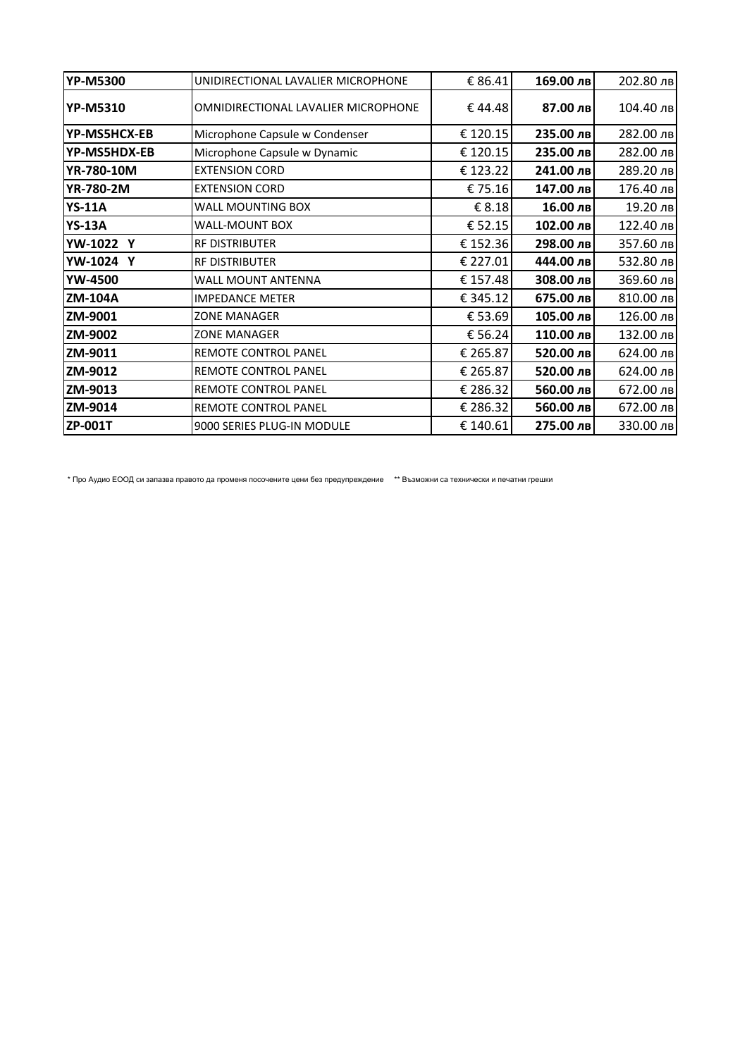| | | | | |
|---|---|---|---|---|
| **YP-M5300** | UNIDIRECTIONAL LAVALIER MICROPHONE | € 86.41 | **169.00 лв** | 202.80 лв |
| **YP-M5310** | OMNIDIRECTIONAL LAVALIER MICROPHONE | € 44.48 | **87.00 лв** | 104.40 лв |
| **YP-MS5HCX-EB** | Microphone Capsule w Condenser | € 120.15 | **235.00 лв** | 282.00 лв |
| **YP-MS5HDX-EB** | Microphone Capsule w Dynamic | € 120.15 | **235.00 лв** | 282.00 лв |
| **YR-780-10M** | EXTENSION CORD | € 123.22 | **241.00 лв** | 289.20 лв |
| **YR-780-2M** | EXTENSION CORD | € 75.16 | **147.00 лв** | 176.40 лв |
| **YS-11A** | WALL MOUNTING BOX | € 8.18 | **16.00 лв** | 19.20 лв |
| **YS-13A** | WALL-MOUNT BOX | € 52.15 | **102.00 лв** | 122.40 лв |
| **YW-1022 Y** | RF DISTRIBUTER | € 152.36 | **298.00 лв** | 357.60 лв |
| **YW-1024 Y** | RF DISTRIBUTER | € 227.01 | **444.00 лв** | 532.80 лв |
| **YW-4500** | WALL MOUNT ANTENNA | € 157.48 | **308.00 лв** | 369.60 лв |
| **ZM-104A** | IMPEDANCE METER | € 345.12 | **675.00 лв** | 810.00 лв |
| **ZM-9001** | ZONE MANAGER | € 53.69 | **105.00 лв** | 126.00 лв |
| **ZM-9002** | ZONE MANAGER | € 56.24 | **110.00 лв** | 132.00 лв |
| **ZM-9011** | REMOTE CONTROL PANEL | € 265.87 | **520.00 лв** | 624.00 лв |
| **ZM-9012** | REMOTE CONTROL PANEL | € 265.87 | **520.00 лв** | 624.00 лв |
| **ZM-9013** | REMOTE CONTROL PANEL | € 286.32 | **560.00 лв** | 672.00 лв |
| **ZM-9014** | REMOTE CONTROL PANEL | € 286.32 | **560.00 лв** | 672.00 лв |
| **ZP-001T** | 9000 SERIES PLUG-IN MODULE | € 140.61 | **275.00 лв** | 330.00 лв |

* Про Аудио ЕООД си запазва правото да променя посочените цени без предупреждение ** Възможни са технически и печатни грешки